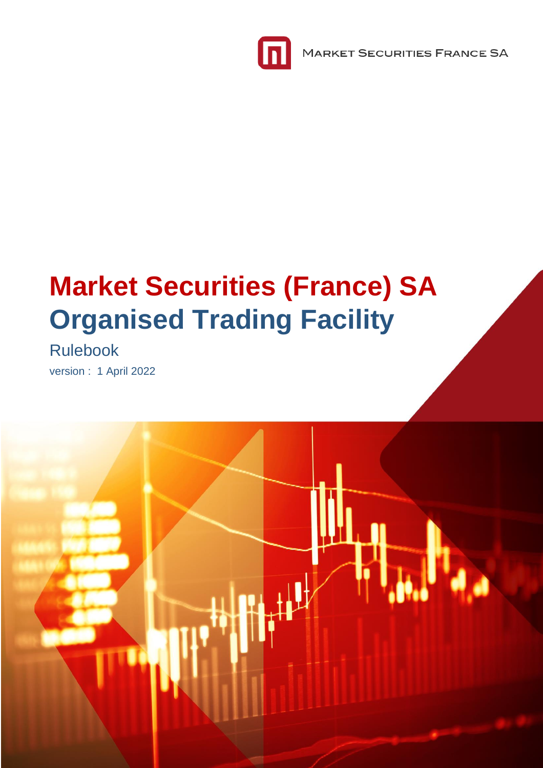Market Securities France SA

# Market Securities (France) SA

# Organised Trading Facility

## Rulebook

version : 1 April 2022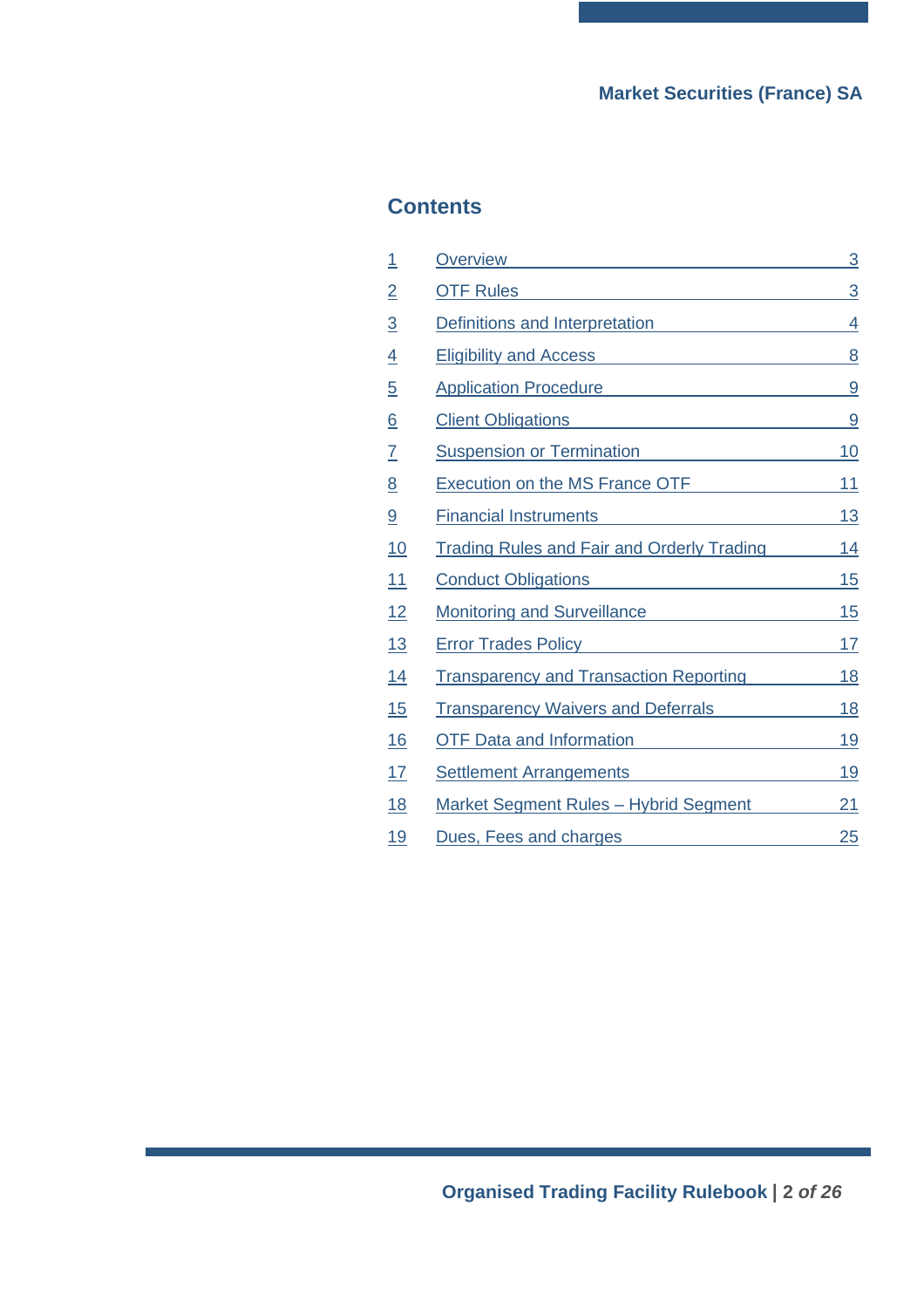## Contents

| | | |
|---|---|---|
| 1 | Overview | 3 |
| 2 | OTF Rules | 3 |
| 3 | Definitions and Interpretation | 4 |
| 4 | Eligibility and Access | 8 |
| 5 | Application Procedure | 9 |
| 6 | Client Obligations | 9 |
| 7 | Suspension or Termination | 10 |
| 8 | Execution on the MS France OTF | 11 |
| 9 | Financial Instruments | 13 |
| 10 | Trading Rules and Fair and Orderly Trading | 14 |
| 11 | Conduct Obligations | 15 |
| 12 | Monitoring and Surveillance | 15 |
| 13 | Error Trades Policy | 17 |
| 14 | Transparency and Transaction Reporting | 18 |
| 15 | Transparency Waivers and Deferrals | 18 |
| 16 | OTF Data and Information | 19 |
| 17 | Settlement Arrangements | 19 |
| 18 | Market Segment Rules – Hybrid Segment | 21 |
| 19 | Dues, Fees and charges | 25 |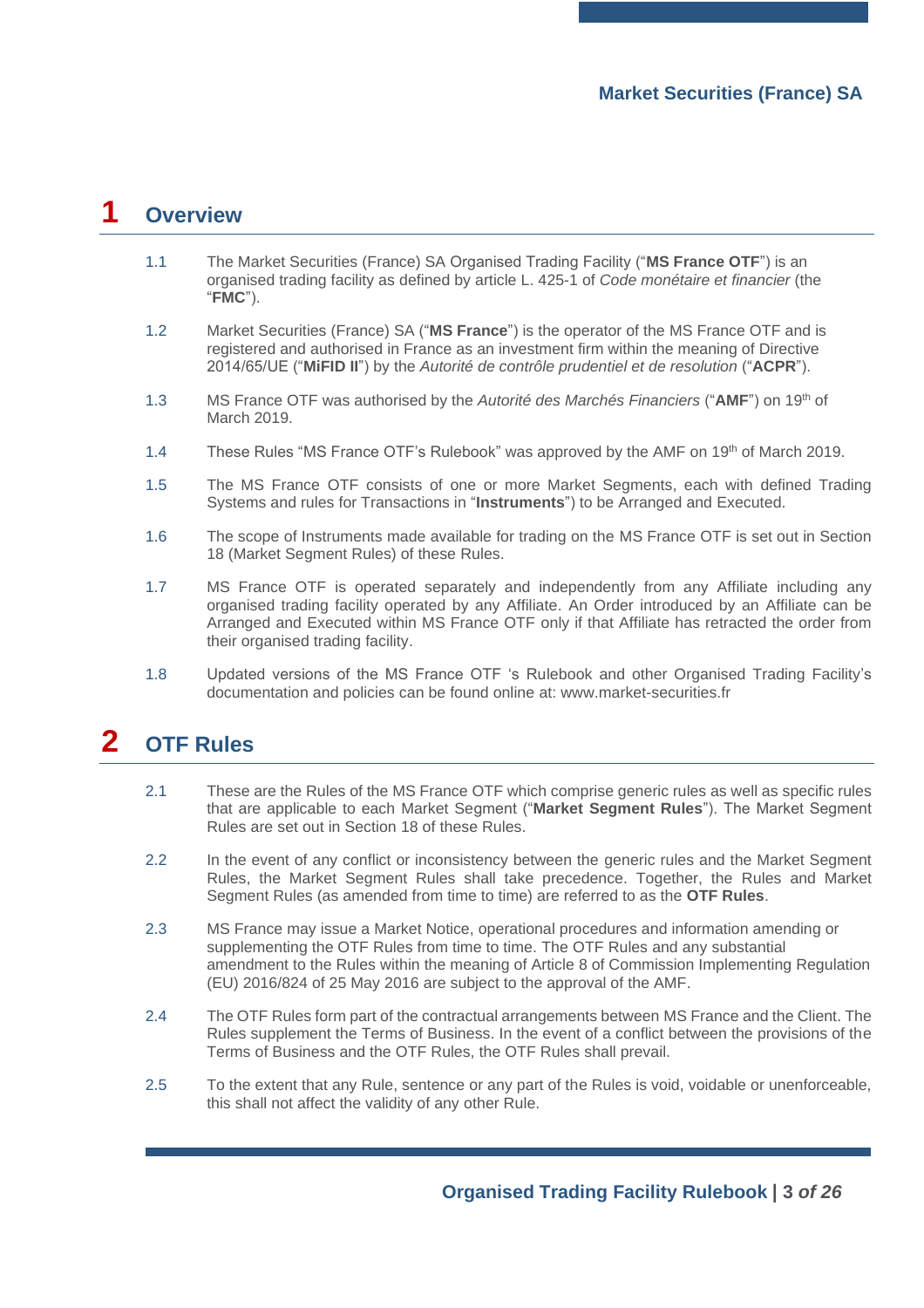# 1 Overview

1.1 The Market Securities (France) SA Organised Trading Facility ("**MS France OTF**") is an organised trading facility as defined by article L. 425-1 of *Code monétaire et financier* (the "**FMC**").

1.2 Market Securities (France) SA ("**MS France**") is the operator of the MS France OTF and is registered and authorised in France as an investment firm within the meaning of Directive 2014/65/UE ("**MiFID II**") by the *Autorité de contrôle prudentiel et de resolution* ("**ACPR**").

1.3 MS France OTF was authorised by the *Autorité des Marchés Financiers* ("**AMF**") on 19th of March 2019.

1.4 These Rules "MS France OTF's Rulebook" was approved by the AMF on 19th of March 2019.

1.5 The MS France OTF consists of one or more Market Segments, each with defined Trading Systems and rules for Transactions in "**Instruments**") to be Arranged and Executed.

1.6 The scope of Instruments made available for trading on the MS France OTF is set out in Section 18 (Market Segment Rules) of these Rules.

1.7 MS France OTF is operated separately and independently from any Affiliate including any organised trading facility operated by any Affiliate. An Order introduced by an Affiliate can be Arranged and Executed within MS France OTF only if that Affiliate has retracted the order from their organised trading facility.

1.8 Updated versions of the MS France OTF 's Rulebook and other Organised Trading Facility's documentation and policies can be found online at: www.market-securities.fr

# 2 OTF Rules

2.1 These are the Rules of the MS France OTF which comprise generic rules as well as specific rules that are applicable to each Market Segment ("**Market Segment Rules**"). The Market Segment Rules are set out in Section 18 of these Rules.

2.2 In the event of any conflict or inconsistency between the generic rules and the Market Segment Rules, the Market Segment Rules shall take precedence. Together, the Rules and Market Segment Rules (as amended from time to time) are referred to as the **OTF Rules**.

2.3 MS France may issue a Market Notice, operational procedures and information amending or supplementing the OTF Rules from time to time. The OTF Rules and any substantial amendment to the Rules within the meaning of Article 8 of Commission Implementing Regulation (EU) 2016/824 of 25 May 2016 are subject to the approval of the AMF.

2.4 The OTF Rules form part of the contractual arrangements between MS France and the Client. The Rules supplement the Terms of Business. In the event of a conflict between the provisions of the Terms of Business and the OTF Rules, the OTF Rules shall prevail.

2.5 To the extent that any Rule, sentence or any part of the Rules is void, voidable or unenforceable, this shall not affect the validity of any other Rule.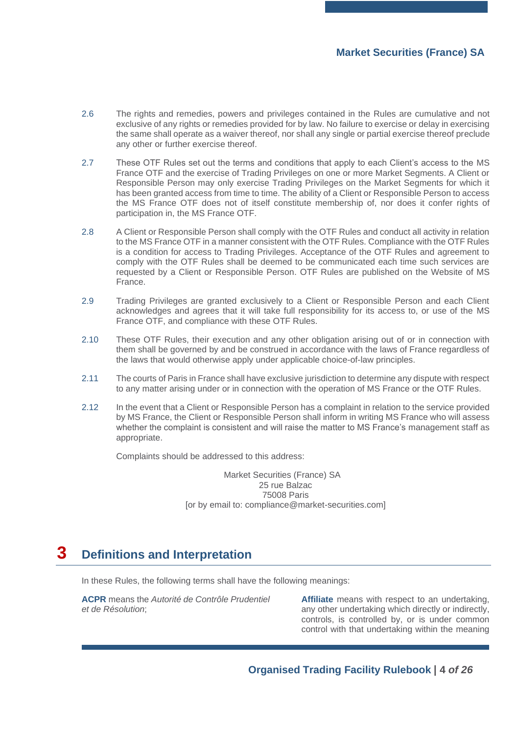2.6 The rights and remedies, powers and privileges contained in the Rules are cumulative and not exclusive of any rights or remedies provided for by law. No failure to exercise or delay in exercising the same shall operate as a waiver thereof, nor shall any single or partial exercise thereof preclude any other or further exercise thereof.

2.7 These OTF Rules set out the terms and conditions that apply to each Client's access to the MS France OTF and the exercise of Trading Privileges on one or more Market Segments. A Client or Responsible Person may only exercise Trading Privileges on the Market Segments for which it has been granted access from time to time. The ability of a Client or Responsible Person to access the MS France OTF does not of itself constitute membership of, nor does it confer rights of participation in, the MS France OTF.

2.8 A Client or Responsible Person shall comply with the OTF Rules and conduct all activity in relation to the MS France OTF in a manner consistent with the OTF Rules. Compliance with the OTF Rules is a condition for access to Trading Privileges. Acceptance of the OTF Rules and agreement to comply with the OTF Rules shall be deemed to be communicated each time such services are requested by a Client or Responsible Person. OTF Rules are published on the Website of MS France.

2.9 Trading Privileges are granted exclusively to a Client or Responsible Person and each Client acknowledges and agrees that it will take full responsibility for its access to, or use of the MS France OTF, and compliance with these OTF Rules.

2.10 These OTF Rules, their execution and any other obligation arising out of or in connection with them shall be governed by and be construed in accordance with the laws of France regardless of the laws that would otherwise apply under applicable choice-of-law principles.

2.11 The courts of Paris in France shall have exclusive jurisdiction to determine any dispute with respect to any matter arising under or in connection with the operation of MS France or the OTF Rules.

2.12 In the event that a Client or Responsible Person has a complaint in relation to the service provided by MS France, the Client or Responsible Person shall inform in writing MS France who will assess whether the complaint is consistent and will raise the matter to MS France's management staff as appropriate.

Complaints should be addressed to this address:

Market Securities (France) SA
25 rue Balzac
75008 Paris
[or by email to: compliance@market-securities.com]

# 3 Definitions and Interpretation

In these Rules, the following terms shall have the following meanings:

**ACPR** means the *Autorité de Contrôle Prudentiel et de Résolution*;

**Affiliate** means with respect to an undertaking, any other undertaking which directly or indirectly, controls, is controlled by, or is under common control with that undertaking within the meaning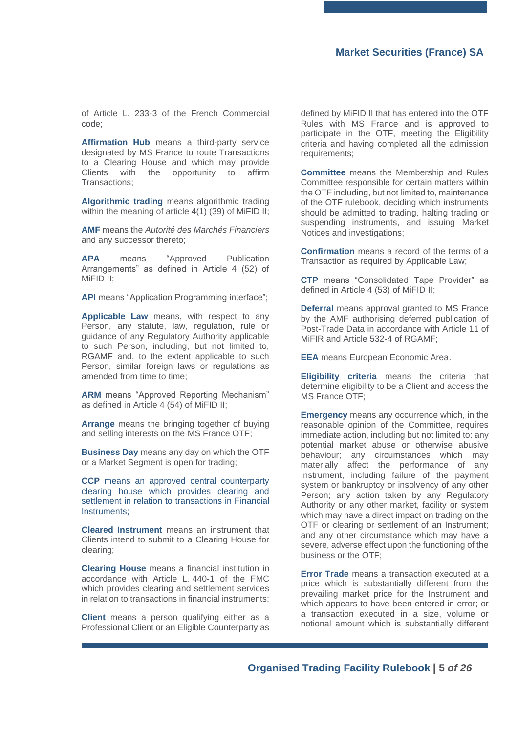of Article L. 233-3 of the French Commercial code;

**Affirmation Hub** means a third-party service designated by MS France to route Transactions to a Clearing House and which may provide Clients with the opportunity to affirm Transactions;

**Algorithmic trading** means algorithmic trading within the meaning of article 4(1) (39) of MiFID II;

**AMF** means the *Autorité des Marchés Financiers* and any successor thereto;

**APA** means "Approved Publication Arrangements" as defined in Article 4 (52) of MiFID II;

**API** means "Application Programming interface";

**Applicable Law** means, with respect to any Person, any statute, law, regulation, rule or guidance of any Regulatory Authority applicable to such Person, including, but not limited to, RGAMF and, to the extent applicable to such Person, similar foreign laws or regulations as amended from time to time;

**ARM** means "Approved Reporting Mechanism" as defined in Article 4 (54) of MiFID II;

**Arrange** means the bringing together of buying and selling interests on the MS France OTF;

**Business Day** means any day on which the OTF or a Market Segment is open for trading;

**CCP** means an approved central counterparty clearing house which provides clearing and settlement in relation to transactions in Financial Instruments;

**Cleared Instrument** means an instrument that Clients intend to submit to a Clearing House for clearing;

**Clearing House** means a financial institution in accordance with Article L. 440-1 of the FMC which provides clearing and settlement services in relation to transactions in financial instruments;

**Client** means a person qualifying either as a Professional Client or an Eligible Counterparty as defined by MiFID II that has entered into the OTF Rules with MS France and is approved to participate in the OTF, meeting the Eligibility criteria and having completed all the admission requirements;

**Committee** means the Membership and Rules Committee responsible for certain matters within the OTF including, but not limited to, maintenance of the OTF rulebook, deciding which instruments should be admitted to trading, halting trading or suspending instruments, and issuing Market Notices and investigations;

**Confirmation** means a record of the terms of a Transaction as required by Applicable Law;

**CTP** means "Consolidated Tape Provider" as defined in Article 4 (53) of MiFID II;

**Deferral** means approval granted to MS France by the AMF authorising deferred publication of Post-Trade Data in accordance with Article 11 of MiFIR and Article 532-4 of RGAMF;

**EEA** means European Economic Area.

**Eligibility criteria** means the criteria that determine eligibility to be a Client and access the MS France OTF;

**Emergency** means any occurrence which, in the reasonable opinion of the Committee, requires immediate action, including but not limited to: any potential market abuse or otherwise abusive behaviour; any circumstances which may materially affect the performance of any Instrument, including failure of the payment system or bankruptcy or insolvency of any other Person; any action taken by any Regulatory Authority or any other market, facility or system which may have a direct impact on trading on the OTF or clearing or settlement of an Instrument; and any other circumstance which may have a severe, adverse effect upon the functioning of the business or the OTF;

**Error Trade** means a transaction executed at a price which is substantially different from the prevailing market price for the Instrument and which appears to have been entered in error; or a transaction executed in a size, volume or notional amount which is substantially different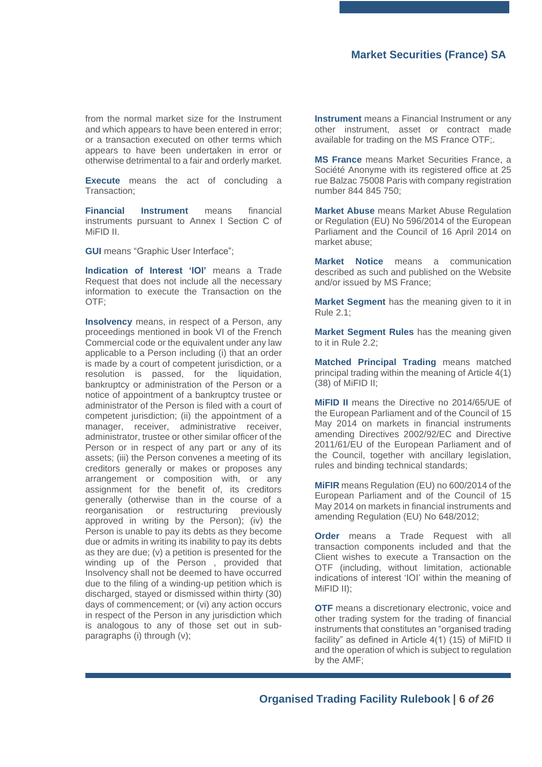from the normal market size for the Instrument and which appears to have been entered in error; or a transaction executed on other terms which appears to have been undertaken in error or otherwise detrimental to a fair and orderly market.

**Execute** means the act of concluding a Transaction;

**Financial Instrument** means financial instruments pursuant to Annex I Section C of MiFID II.

**GUI** means “Graphic User Interface”;

**Indication of Interest ‘IOI’** means a Trade Request that does not include all the necessary information to execute the Transaction on the OTF;

**Insolvency** means, in respect of a Person, any proceedings mentioned in book VI of the French Commercial code or the equivalent under any law applicable to a Person including (i) that an order is made by a court of competent jurisdiction, or a resolution is passed, for the liquidation, bankruptcy or administration of the Person or a notice of appointment of a bankruptcy trustee or administrator of the Person is filed with a court of competent jurisdiction; (ii) the appointment of a manager, receiver, administrative receiver, administrator, trustee or other similar officer of the Person or in respect of any part or any of its assets; (iii) the Person convenes a meeting of its creditors generally or makes or proposes any arrangement or composition with, or any assignment for the benefit of, its creditors generally (otherwise than in the course of a reorganisation or restructuring previously approved in writing by the Person); (iv) the Person is unable to pay its debts as they become due or admits in writing its inability to pay its debts as they are due; (v) a petition is presented for the winding up of the Person , provided that Insolvency shall not be deemed to have occurred due to the filing of a winding-up petition which is discharged, stayed or dismissed within thirty (30) days of commencement; or (vi) any action occurs in respect of the Person in any jurisdiction which is analogous to any of those set out in sub-paragraphs (i) through (v);

**Instrument** means a Financial Instrument or any other instrument, asset or contract made available for trading on the MS France OTF;.

**MS France** means Market Securities France, a Société Anonyme with its registered office at 25 rue Balzac 75008 Paris with company registration number 844 845 750;

**Market Abuse** means Market Abuse Regulation or Regulation (EU) No 596/2014 of the European Parliament and the Council of 16 April 2014 on market abuse;

**Market Notice** means a communication described as such and published on the Website and/or issued by MS France;

**Market Segment** has the meaning given to it in Rule 2.1;

**Market Segment Rules** has the meaning given to it in Rule 2.2;

**Matched Principal Trading** means matched principal trading within the meaning of Article 4(1) (38) of MiFID II;

**MiFID II** means the Directive no 2014/65/UE of the European Parliament and of the Council of 15 May 2014 on markets in financial instruments amending Directives 2002/92/EC and Directive 2011/61/EU of the European Parliament and of the Council, together with ancillary legislation, rules and binding technical standards;

**MiFIR** means Regulation (EU) no 600/2014 of the European Parliament and of the Council of 15 May 2014 on markets in financial instruments and amending Regulation (EU) No 648/2012;

**Order** means a Trade Request with all transaction components included and that the Client wishes to execute a Transaction on the OTF (including, without limitation, actionable indications of interest ‘IOI’ within the meaning of MiFID II);

**OTF** means a discretionary electronic, voice and other trading system for the trading of financial instruments that constitutes an “organised trading facility” as defined in Article 4(1) (15) of MiFID II and the operation of which is subject to regulation by the AMF;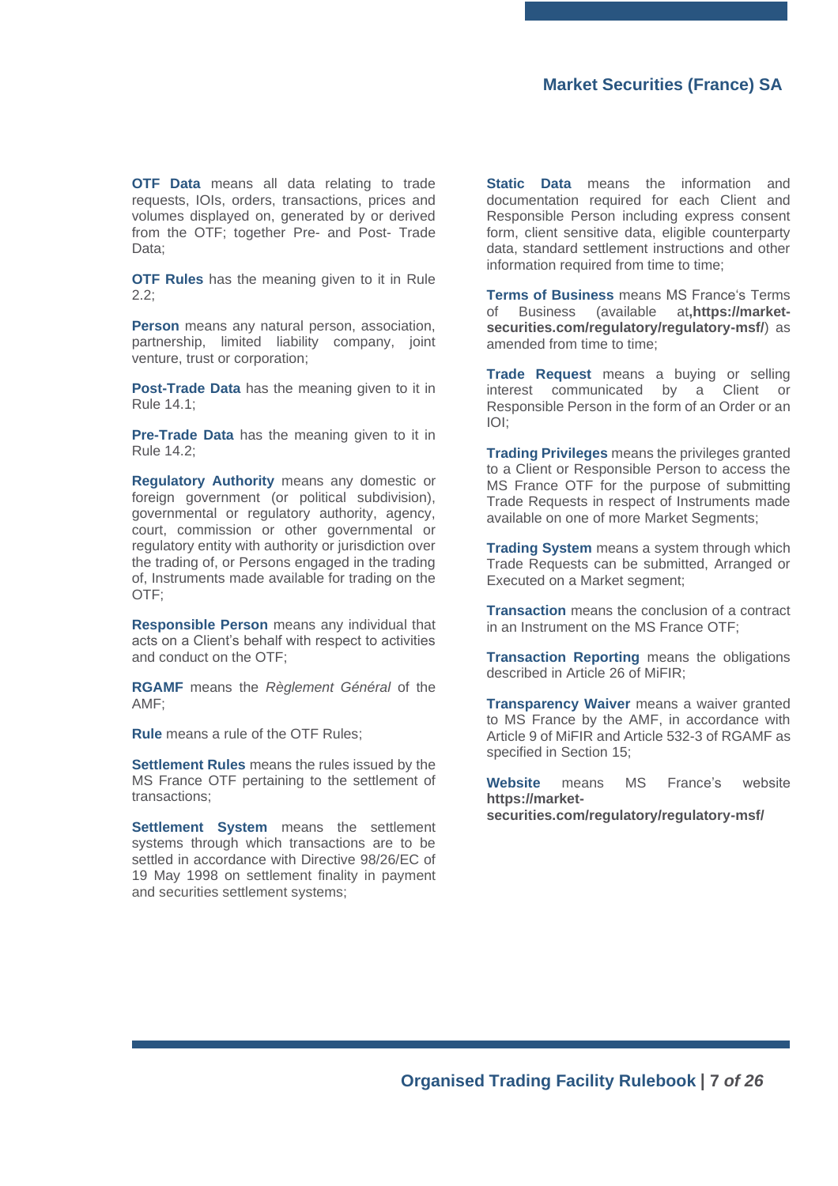**OTF Data** means all data relating to trade requests, IOIs, orders, transactions, prices and volumes displayed on, generated by or derived from the OTF; together Pre- and Post- Trade Data;

**OTF Rules** has the meaning given to it in Rule 2.2;

**Person** means any natural person, association, partnership, limited liability company, joint venture, trust or corporation;

**Post-Trade Data** has the meaning given to it in Rule 14.1;

**Pre-Trade Data** has the meaning given to it in Rule 14.2;

**Regulatory Authority** means any domestic or foreign government (or political subdivision), governmental or regulatory authority, agency, court, commission or other governmental or regulatory entity with authority or jurisdiction over the trading of, or Persons engaged in the trading of, Instruments made available for trading on the OTF;

**Responsible Person** means any individual that acts on a Client's behalf with respect to activities and conduct on the OTF;

**RGAMF** means the *Règlement Général* of the AMF;

**Rule** means a rule of the OTF Rules;

**Settlement Rules** means the rules issued by the MS France OTF pertaining to the settlement of transactions;

**Settlement System** means the settlement systems through which transactions are to be settled in accordance with Directive 98/26/EC of 19 May 1998 on settlement finality in payment and securities settlement systems;

**Static Data** means the information and documentation required for each Client and Responsible Person including express consent form, client sensitive data, eligible counterparty data, standard settlement instructions and other information required from time to time;

**Terms of Business** means MS France's Terms of Business (available at,**https://market-securities.com/regulatory/regulatory-msf/**) as amended from time to time;

**Trade Request** means a buying or selling interest communicated by a Client or Responsible Person in the form of an Order or an IOI;

**Trading Privileges** means the privileges granted to a Client or Responsible Person to access the MS France OTF for the purpose of submitting Trade Requests in respect of Instruments made available on one of more Market Segments;

**Trading System** means a system through which Trade Requests can be submitted, Arranged or Executed on a Market segment;

**Transaction** means the conclusion of a contract in an Instrument on the MS France OTF;

**Transaction Reporting** means the obligations described in Article 26 of MiFIR;

**Transparency Waiver** means a waiver granted to MS France by the AMF, in accordance with Article 9 of MiFIR and Article 532-3 of RGAMF as specified in Section 15;

**Website** means MS France's website **https://market-securities.com/regulatory/regulatory-msf/**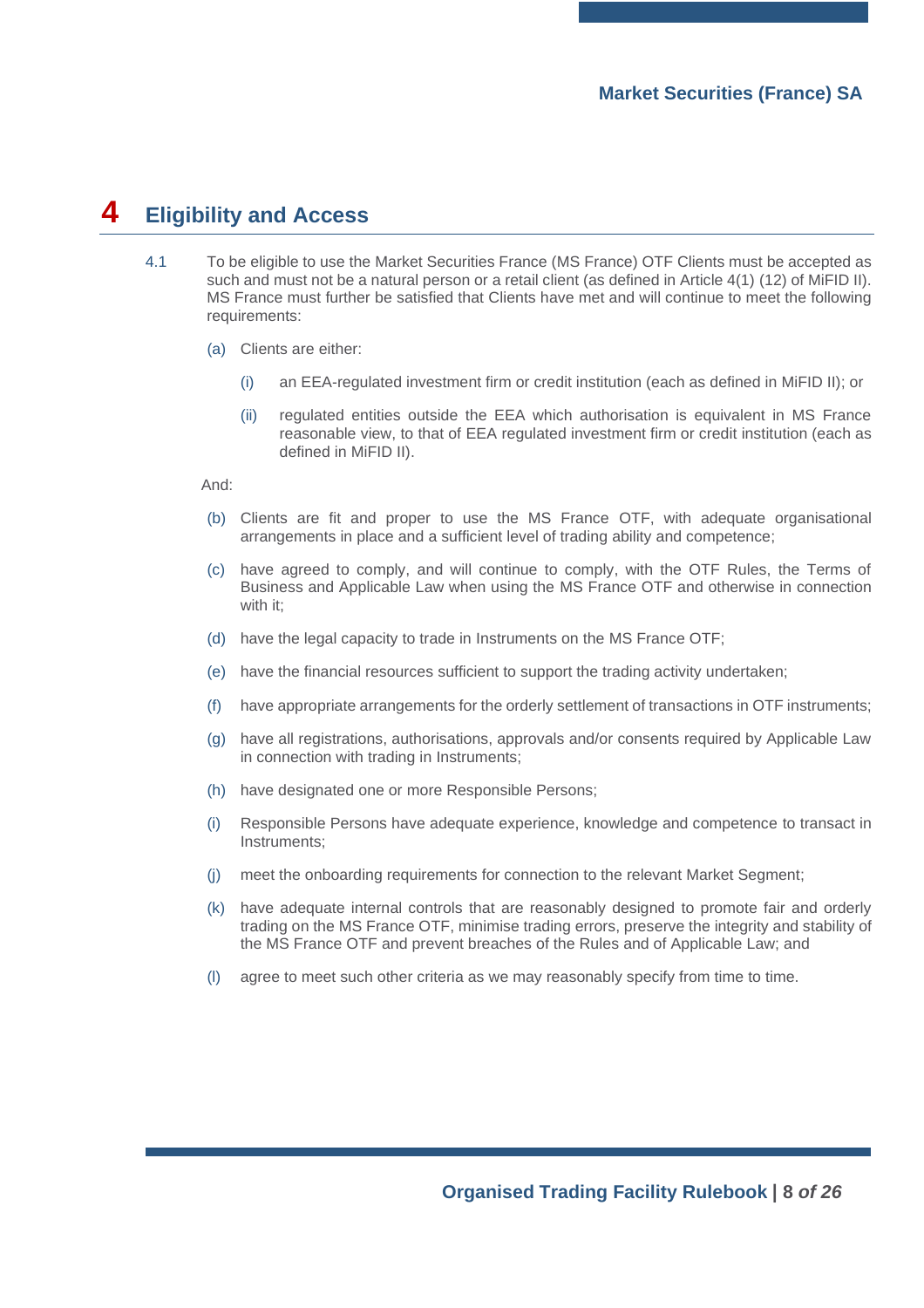# 4 Eligibility and Access

4.1 To be eligible to use the Market Securities France (MS France) OTF Clients must be accepted as such and must not be a natural person or a retail client (as defined in Article 4(1) (12) of MiFID II). MS France must further be satisfied that Clients have met and will continue to meet the following requirements:

(a) Clients are either:

(i) an EEA-regulated investment firm or credit institution (each as defined in MiFID II); or

(ii) regulated entities outside the EEA which authorisation is equivalent in MS France reasonable view, to that of EEA regulated investment firm or credit institution (each as defined in MiFID II).

And:

(b) Clients are fit and proper to use the MS France OTF, with adequate organisational arrangements in place and a sufficient level of trading ability and competence;

(c) have agreed to comply, and will continue to comply, with the OTF Rules, the Terms of Business and Applicable Law when using the MS France OTF and otherwise in connection with it;

(d) have the legal capacity to trade in Instruments on the MS France OTF;

(e) have the financial resources sufficient to support the trading activity undertaken;

(f) have appropriate arrangements for the orderly settlement of transactions in OTF instruments;

(g) have all registrations, authorisations, approvals and/or consents required by Applicable Law in connection with trading in Instruments;

(h) have designated one or more Responsible Persons;

(i) Responsible Persons have adequate experience, knowledge and competence to transact in Instruments;

(j) meet the onboarding requirements for connection to the relevant Market Segment;

(k) have adequate internal controls that are reasonably designed to promote fair and orderly trading on the MS France OTF, minimise trading errors, preserve the integrity and stability of the MS France OTF and prevent breaches of the Rules and of Applicable Law; and

(l) agree to meet such other criteria as we may reasonably specify from time to time.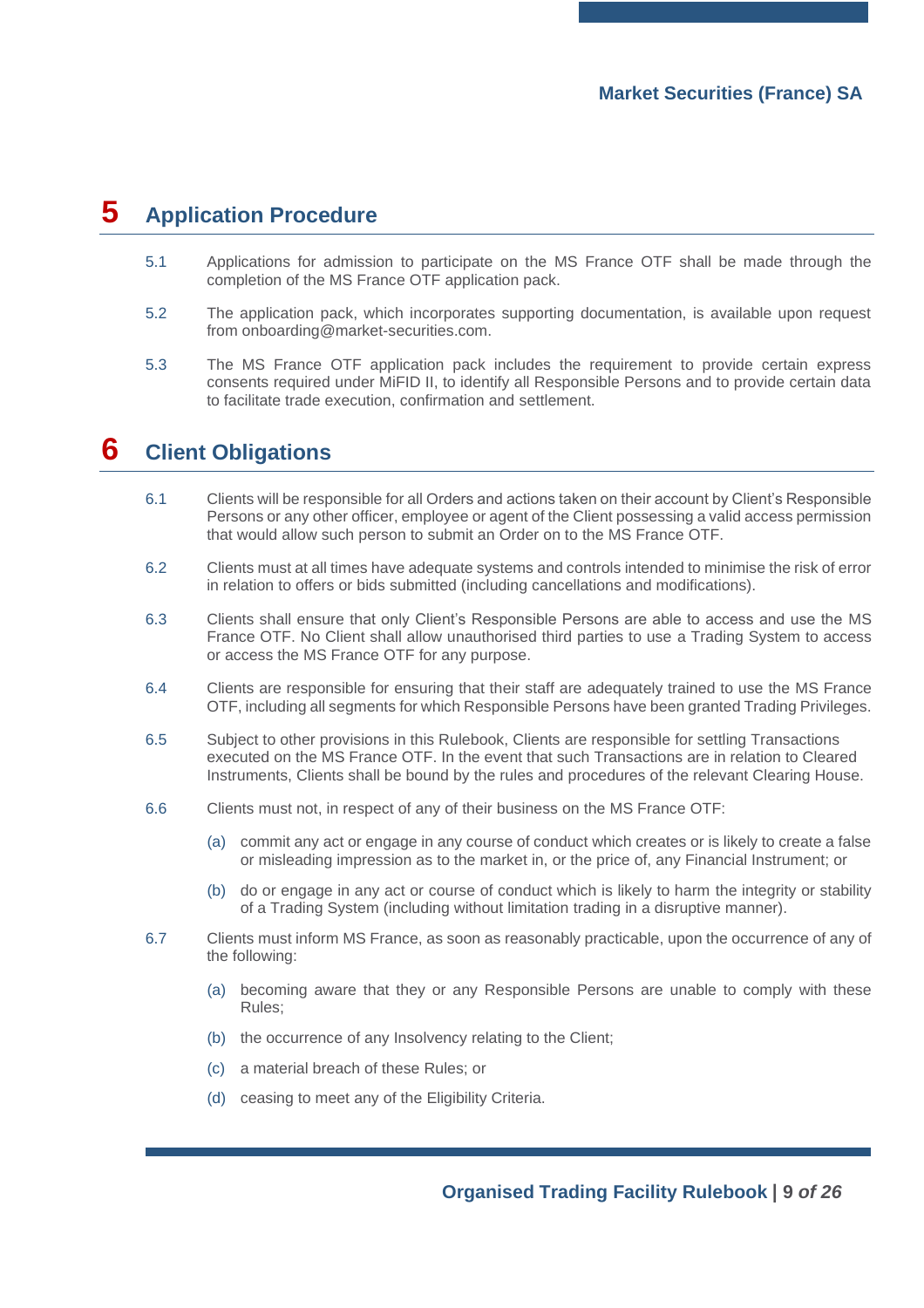# 5 Application Procedure

5.1 Applications for admission to participate on the MS France OTF shall be made through the completion of the MS France OTF application pack.

5.2 The application pack, which incorporates supporting documentation, is available upon request from onboarding@market-securities.com.

5.3 The MS France OTF application pack includes the requirement to provide certain express consents required under MiFID II, to identify all Responsible Persons and to provide certain data to facilitate trade execution, confirmation and settlement.

# 6 Client Obligations

6.1 Clients will be responsible for all Orders and actions taken on their account by Client's Responsible Persons or any other officer, employee or agent of the Client possessing a valid access permission that would allow such person to submit an Order on to the MS France OTF.

6.2 Clients must at all times have adequate systems and controls intended to minimise the risk of error in relation to offers or bids submitted (including cancellations and modifications).

6.3 Clients shall ensure that only Client's Responsible Persons are able to access and use the MS France OTF. No Client shall allow unauthorised third parties to use a Trading System to access or access the MS France OTF for any purpose.

6.4 Clients are responsible for ensuring that their staff are adequately trained to use the MS France OTF, including all segments for which Responsible Persons have been granted Trading Privileges.

6.5 Subject to other provisions in this Rulebook, Clients are responsible for settling Transactions executed on the MS France OTF. In the event that such Transactions are in relation to Cleared Instruments, Clients shall be bound by the rules and procedures of the relevant Clearing House.

6.6 Clients must not, in respect of any of their business on the MS France OTF:

(a) commit any act or engage in any course of conduct which creates or is likely to create a false or misleading impression as to the market in, or the price of, any Financial Instrument; or

(b) do or engage in any act or course of conduct which is likely to harm the integrity or stability of a Trading System (including without limitation trading in a disruptive manner).

6.7 Clients must inform MS France, as soon as reasonably practicable, upon the occurrence of any of the following:

(a) becoming aware that they or any Responsible Persons are unable to comply with these Rules;

(b) the occurrence of any Insolvency relating to the Client;

(c) a material breach of these Rules; or

(d) ceasing to meet any of the Eligibility Criteria.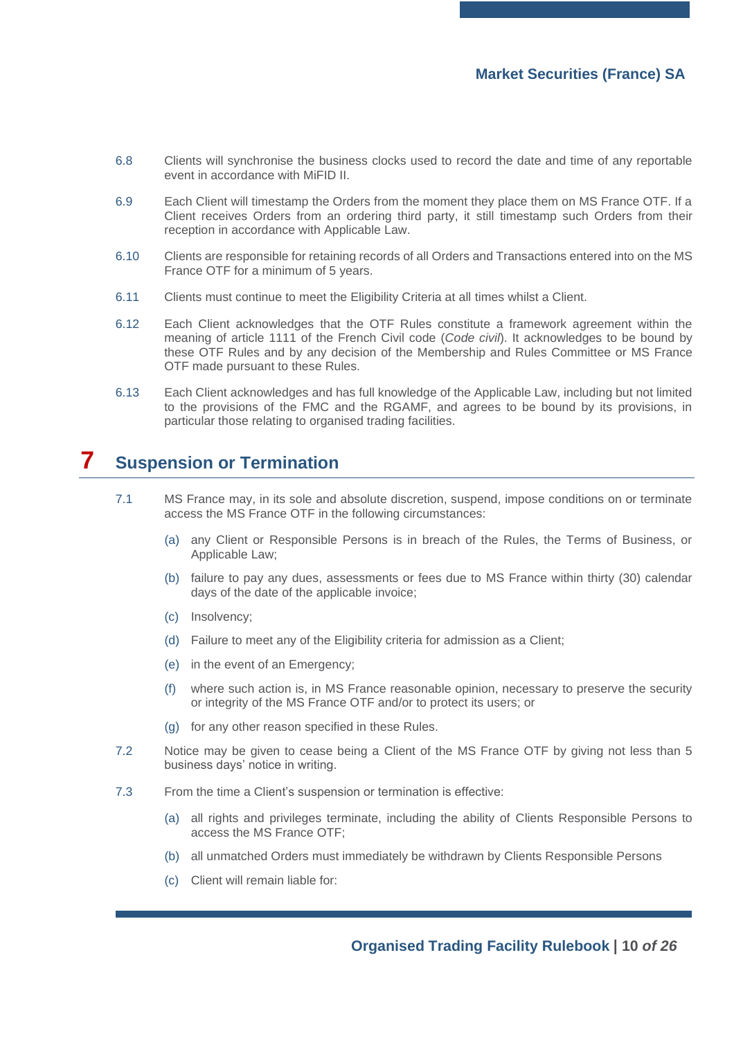6.8 Clients will synchronise the business clocks used to record the date and time of any reportable event in accordance with MiFID II.

6.9 Each Client will timestamp the Orders from the moment they place them on MS France OTF. If a Client receives Orders from an ordering third party, it still timestamp such Orders from their reception in accordance with Applicable Law.

6.10 Clients are responsible for retaining records of all Orders and Transactions entered into on the MS France OTF for a minimum of 5 years.

6.11 Clients must continue to meet the Eligibility Criteria at all times whilst a Client.

6.12 Each Client acknowledges that the OTF Rules constitute a framework agreement within the meaning of article 1111 of the French Civil code (*Code civil*). It acknowledges to be bound by these OTF Rules and by any decision of the Membership and Rules Committee or MS France OTF made pursuant to these Rules.

6.13 Each Client acknowledges and has full knowledge of the Applicable Law, including but not limited to the provisions of the FMC and the RGAMF, and agrees to be bound by its provisions, in particular those relating to organised trading facilities.

# 7 Suspension or Termination

7.1 MS France may, in its sole and absolute discretion, suspend, impose conditions on or terminate access the MS France OTF in the following circumstances:

(a) any Client or Responsible Persons is in breach of the Rules, the Terms of Business, or Applicable Law;

(b) failure to pay any dues, assessments or fees due to MS France within thirty (30) calendar days of the date of the applicable invoice;

(c) Insolvency;

(d) Failure to meet any of the Eligibility criteria for admission as a Client;

(e) in the event of an Emergency;

(f) where such action is, in MS France reasonable opinion, necessary to preserve the security or integrity of the MS France OTF and/or to protect its users; or

(g) for any other reason specified in these Rules.

7.2 Notice may be given to cease being a Client of the MS France OTF by giving not less than 5 business days' notice in writing.

7.3 From the time a Client's suspension or termination is effective:

(a) all rights and privileges terminate, including the ability of Clients Responsible Persons to access the MS France OTF;

(b) all unmatched Orders must immediately be withdrawn by Clients Responsible Persons

(c) Client will remain liable for: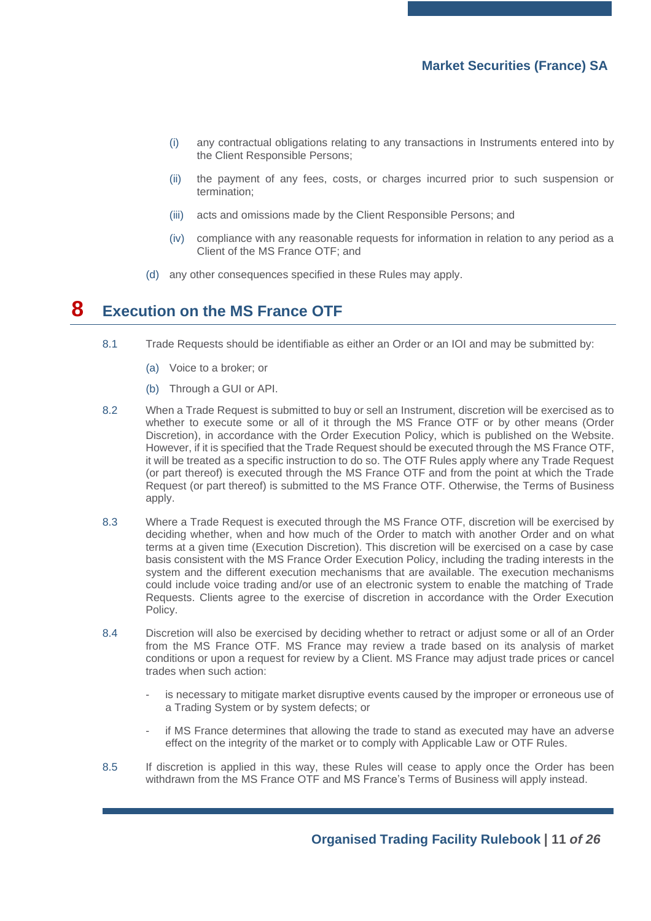(i) any contractual obligations relating to any transactions in Instruments entered into by the Client Responsible Persons;

(ii) the payment of any fees, costs, or charges incurred prior to such suspension or termination;

(iii) acts and omissions made by the Client Responsible Persons; and

(iv) compliance with any reasonable requests for information in relation to any period as a Client of the MS France OTF; and

(d) any other consequences specified in these Rules may apply.

# 8 Execution on the MS France OTF

8.1 Trade Requests should be identifiable as either an Order or an IOI and may be submitted by:

(a) Voice to a broker; or

(b) Through a GUI or API.

8.2 When a Trade Request is submitted to buy or sell an Instrument, discretion will be exercised as to whether to execute some or all of it through the MS France OTF or by other means (Order Discretion), in accordance with the Order Execution Policy, which is published on the Website. However, if it is specified that the Trade Request should be executed through the MS France OTF, it will be treated as a specific instruction to do so. The OTF Rules apply where any Trade Request (or part thereof) is executed through the MS France OTF and from the point at which the Trade Request (or part thereof) is submitted to the MS France OTF. Otherwise, the Terms of Business apply.

8.3 Where a Trade Request is executed through the MS France OTF, discretion will be exercised by deciding whether, when and how much of the Order to match with another Order and on what terms at a given time (Execution Discretion). This discretion will be exercised on a case by case basis consistent with the MS France Order Execution Policy, including the trading interests in the system and the different execution mechanisms that are available. The execution mechanisms could include voice trading and/or use of an electronic system to enable the matching of Trade Requests. Clients agree to the exercise of discretion in accordance with the Order Execution Policy.

8.4 Discretion will also be exercised by deciding whether to retract or adjust some or all of an Order from the MS France OTF. MS France may review a trade based on its analysis of market conditions or upon a request for review by a Client. MS France may adjust trade prices or cancel trades when such action:

- is necessary to mitigate market disruptive events caused by the improper or erroneous use of a Trading System or by system defects; or
- if MS France determines that allowing the trade to stand as executed may have an adverse effect on the integrity of the market or to comply with Applicable Law or OTF Rules.

8.5 If discretion is applied in this way, these Rules will cease to apply once the Order has been withdrawn from the MS France OTF and MS France's Terms of Business will apply instead.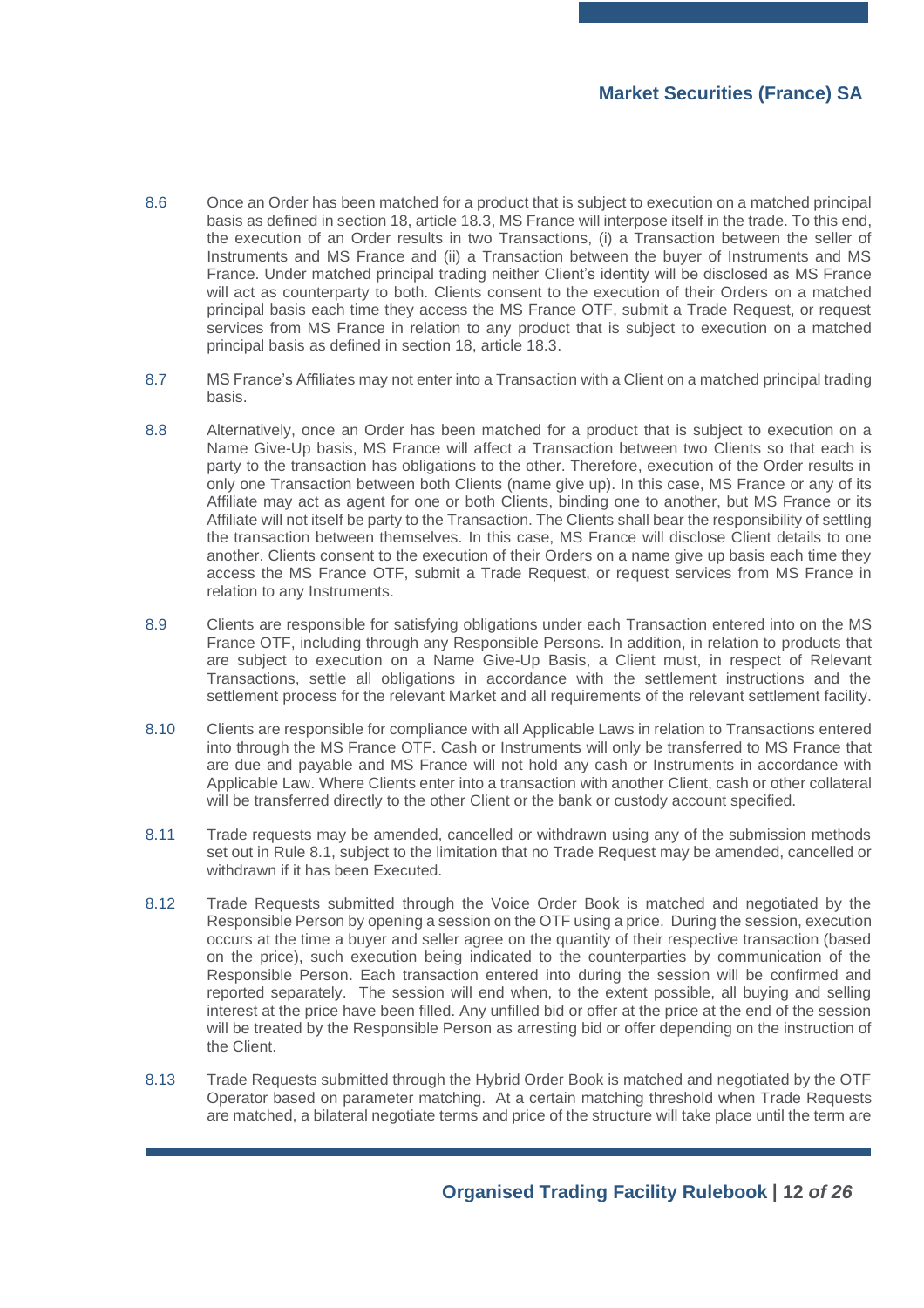8.6 Once an Order has been matched for a product that is subject to execution on a matched principal basis as defined in section 18, article 18.3, MS France will interpose itself in the trade. To this end, the execution of an Order results in two Transactions, (i) a Transaction between the seller of Instruments and MS France and (ii) a Transaction between the buyer of Instruments and MS France. Under matched principal trading neither Client's identity will be disclosed as MS France will act as counterparty to both. Clients consent to the execution of their Orders on a matched principal basis each time they access the MS France OTF, submit a Trade Request, or request services from MS France in relation to any product that is subject to execution on a matched principal basis as defined in section 18, article 18.3.

8.7 MS France's Affiliates may not enter into a Transaction with a Client on a matched principal trading basis.

8.8 Alternatively, once an Order has been matched for a product that is subject to execution on a Name Give-Up basis, MS France will affect a Transaction between two Clients so that each is party to the transaction has obligations to the other. Therefore, execution of the Order results in only one Transaction between both Clients (name give up). In this case, MS France or any of its Affiliate may act as agent for one or both Clients, binding one to another, but MS France or its Affiliate will not itself be party to the Transaction. The Clients shall bear the responsibility of settling the transaction between themselves. In this case, MS France will disclose Client details to one another. Clients consent to the execution of their Orders on a name give up basis each time they access the MS France OTF, submit a Trade Request, or request services from MS France in relation to any Instruments.

8.9 Clients are responsible for satisfying obligations under each Transaction entered into on the MS France OTF, including through any Responsible Persons. In addition, in relation to products that are subject to execution on a Name Give-Up Basis, a Client must, in respect of Relevant Transactions, settle all obligations in accordance with the settlement instructions and the settlement process for the relevant Market and all requirements of the relevant settlement facility.

8.10 Clients are responsible for compliance with all Applicable Laws in relation to Transactions entered into through the MS France OTF. Cash or Instruments will only be transferred to MS France that are due and payable and MS France will not hold any cash or Instruments in accordance with Applicable Law. Where Clients enter into a transaction with another Client, cash or other collateral will be transferred directly to the other Client or the bank or custody account specified.

8.11 Trade requests may be amended, cancelled or withdrawn using any of the submission methods set out in Rule 8.1, subject to the limitation that no Trade Request may be amended, cancelled or withdrawn if it has been Executed.

8.12 Trade Requests submitted through the Voice Order Book is matched and negotiated by the Responsible Person by opening a session on the OTF using a price. During the session, execution occurs at the time a buyer and seller agree on the quantity of their respective transaction (based on the price), such execution being indicated to the counterparties by communication of the Responsible Person. Each transaction entered into during the session will be confirmed and reported separately. The session will end when, to the extent possible, all buying and selling interest at the price have been filled. Any unfilled bid or offer at the price at the end of the session will be treated by the Responsible Person as arresting bid or offer depending on the instruction of the Client.

8.13 Trade Requests submitted through the Hybrid Order Book is matched and negotiated by the OTF Operator based on parameter matching. At a certain matching threshold when Trade Requests are matched, a bilateral negotiate terms and price of the structure will take place until the term are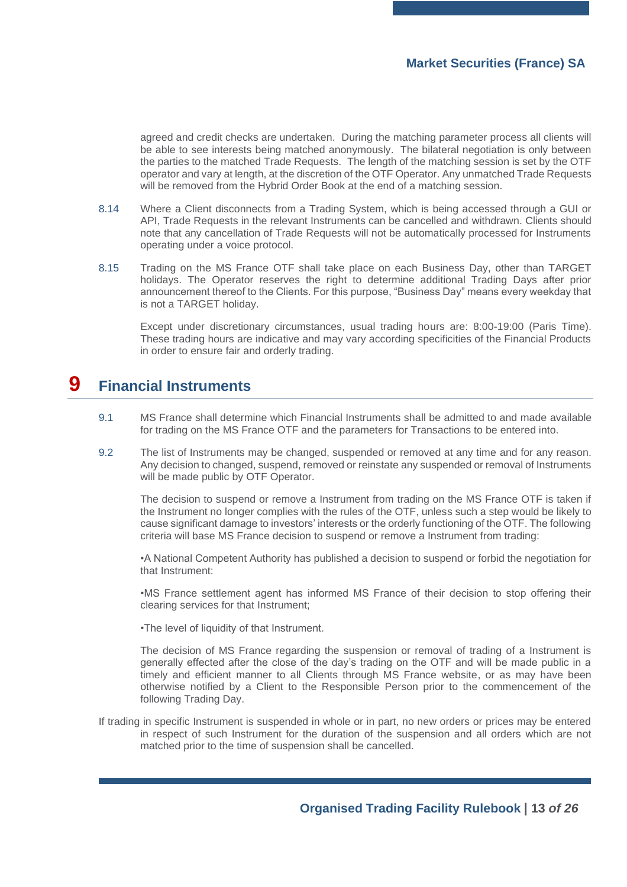agreed and credit checks are undertaken. During the matching parameter process all clients will be able to see interests being matched anonymously. The bilateral negotiation is only between the parties to the matched Trade Requests. The length of the matching session is set by the OTF operator and vary at length, at the discretion of the OTF Operator. Any unmatched Trade Requests will be removed from the Hybrid Order Book at the end of a matching session.

8.14 Where a Client disconnects from a Trading System, which is being accessed through a GUI or API, Trade Requests in the relevant Instruments can be cancelled and withdrawn. Clients should note that any cancellation of Trade Requests will not be automatically processed for Instruments operating under a voice protocol.

8.15 Trading on the MS France OTF shall take place on each Business Day, other than TARGET holidays. The Operator reserves the right to determine additional Trading Days after prior announcement thereof to the Clients. For this purpose, "Business Day" means every weekday that is not a TARGET holiday.

Except under discretionary circumstances, usual trading hours are: 8:00-19:00 (Paris Time). These trading hours are indicative and may vary according specificities of the Financial Products in order to ensure fair and orderly trading.

# 9 Financial Instruments

9.1 MS France shall determine which Financial Instruments shall be admitted to and made available for trading on the MS France OTF and the parameters for Transactions to be entered into.

9.2 The list of Instruments may be changed, suspended or removed at any time and for any reason. Any decision to changed, suspend, removed or reinstate any suspended or removal of Instruments will be made public by OTF Operator.

The decision to suspend or remove a Instrument from trading on the MS France OTF is taken if the Instrument no longer complies with the rules of the OTF, unless such a step would be likely to cause significant damage to investors' interests or the orderly functioning of the OTF. The following criteria will base MS France decision to suspend or remove a Instrument from trading:

•A National Competent Authority has published a decision to suspend or forbid the negotiation for that Instrument:

•MS France settlement agent has informed MS France of their decision to stop offering their clearing services for that Instrument;

•The level of liquidity of that Instrument.

The decision of MS France regarding the suspension or removal of trading of a Instrument is generally effected after the close of the day's trading on the OTF and will be made public in a timely and efficient manner to all Clients through MS France website, or as may have been otherwise notified by a Client to the Responsible Person prior to the commencement of the following Trading Day.

If trading in specific Instrument is suspended in whole or in part, no new orders or prices may be entered in respect of such Instrument for the duration of the suspension and all orders which are not matched prior to the time of suspension shall be cancelled.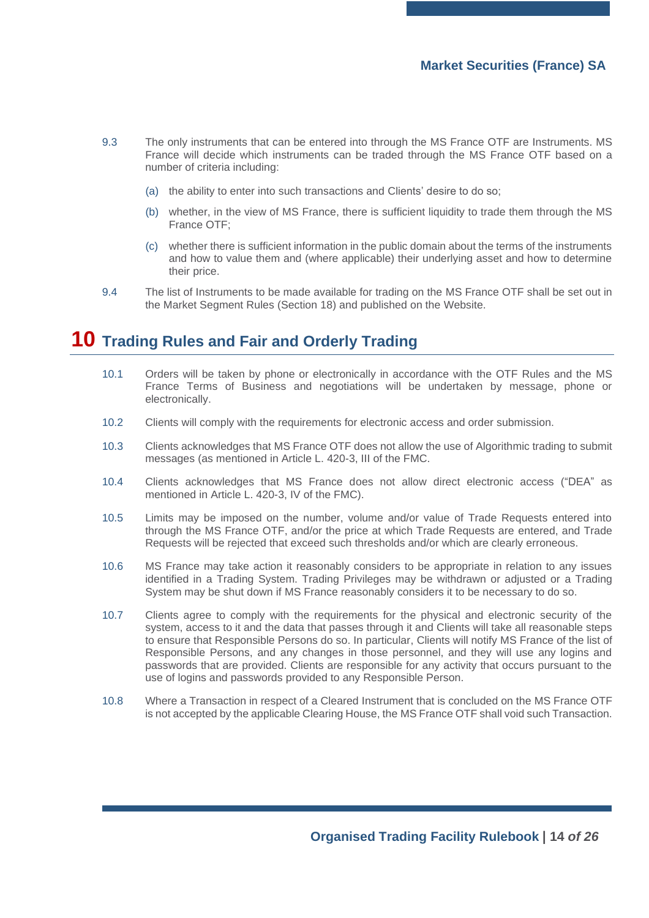9.3 The only instruments that can be entered into through the MS France OTF are Instruments. MS France will decide which instruments can be traded through the MS France OTF based on a number of criteria including:

(a) the ability to enter into such transactions and Clients' desire to do so;

(b) whether, in the view of MS France, there is sufficient liquidity to trade them through the MS France OTF;

(c) whether there is sufficient information in the public domain about the terms of the instruments and how to value them and (where applicable) their underlying asset and how to determine their price.

9.4 The list of Instruments to be made available for trading on the MS France OTF shall be set out in the Market Segment Rules (Section 18) and published on the Website.

# 10 Trading Rules and Fair and Orderly Trading

10.1 Orders will be taken by phone or electronically in accordance with the OTF Rules and the MS France Terms of Business and negotiations will be undertaken by message, phone or electronically.

10.2 Clients will comply with the requirements for electronic access and order submission.

10.3 Clients acknowledges that MS France OTF does not allow the use of Algorithmic trading to submit messages (as mentioned in Article L. 420-3, III of the FMC.

10.4 Clients acknowledges that MS France does not allow direct electronic access ("DEA" as mentioned in Article L. 420-3, IV of the FMC).

10.5 Limits may be imposed on the number, volume and/or value of Trade Requests entered into through the MS France OTF, and/or the price at which Trade Requests are entered, and Trade Requests will be rejected that exceed such thresholds and/or which are clearly erroneous.

10.6 MS France may take action it reasonably considers to be appropriate in relation to any issues identified in a Trading System. Trading Privileges may be withdrawn or adjusted or a Trading System may be shut down if MS France reasonably considers it to be necessary to do so.

10.7 Clients agree to comply with the requirements for the physical and electronic security of the system, access to it and the data that passes through it and Clients will take all reasonable steps to ensure that Responsible Persons do so. In particular, Clients will notify MS France of the list of Responsible Persons, and any changes in those personnel, and they will use any logins and passwords that are provided. Clients are responsible for any activity that occurs pursuant to the use of logins and passwords provided to any Responsible Person.

10.8 Where a Transaction in respect of a Cleared Instrument that is concluded on the MS France OTF is not accepted by the applicable Clearing House, the MS France OTF shall void such Transaction.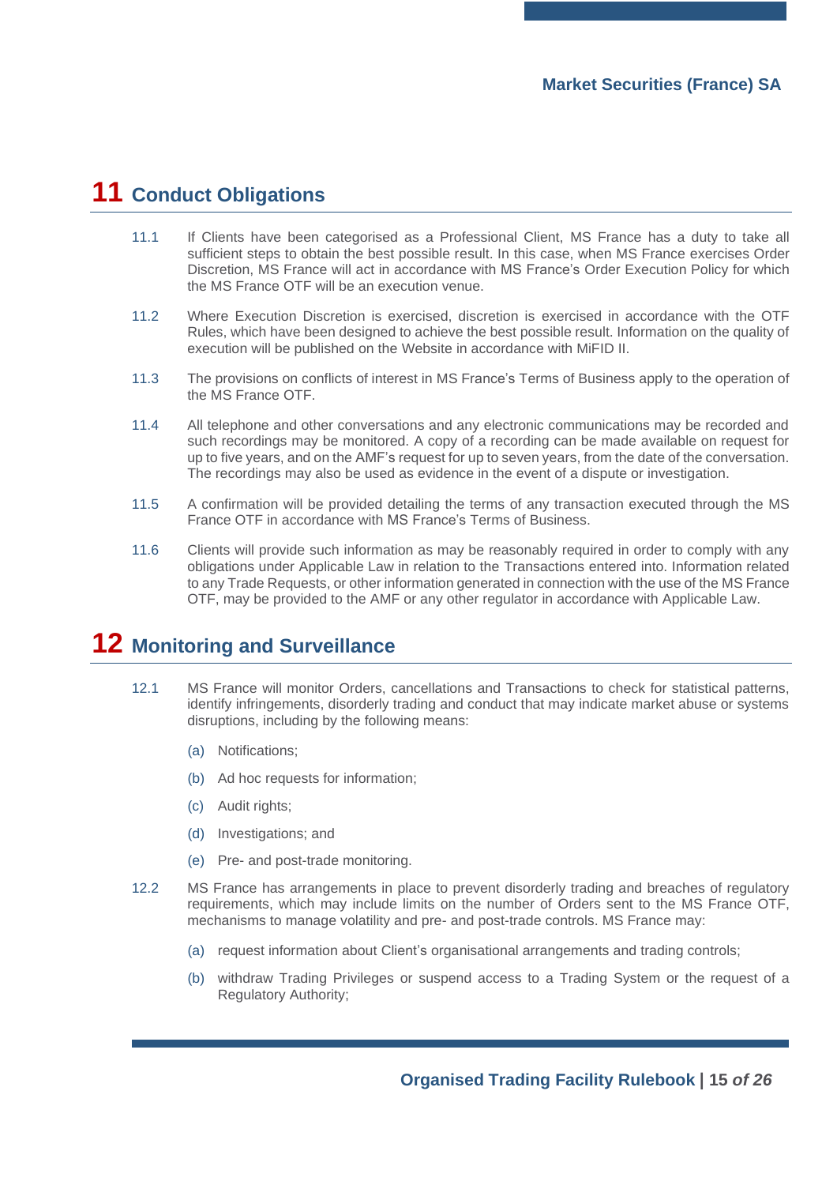## 11 Conduct Obligations

11.1 If Clients have been categorised as a Professional Client, MS France has a duty to take all sufficient steps to obtain the best possible result. In this case, when MS France exercises Order Discretion, MS France will act in accordance with MS France's Order Execution Policy for which the MS France OTF will be an execution venue.

11.2 Where Execution Discretion is exercised, discretion is exercised in accordance with the OTF Rules, which have been designed to achieve the best possible result. Information on the quality of execution will be published on the Website in accordance with MiFID II.

11.3 The provisions on conflicts of interest in MS France's Terms of Business apply to the operation of the MS France OTF.

11.4 All telephone and other conversations and any electronic communications may be recorded and such recordings may be monitored. A copy of a recording can be made available on request for up to five years, and on the AMF's request for up to seven years, from the date of the conversation. The recordings may also be used as evidence in the event of a dispute or investigation.

11.5 A confirmation will be provided detailing the terms of any transaction executed through the MS France OTF in accordance with MS France's Terms of Business.

11.6 Clients will provide such information as may be reasonably required in order to comply with any obligations under Applicable Law in relation to the Transactions entered into. Information related to any Trade Requests, or other information generated in connection with the use of the MS France OTF, may be provided to the AMF or any other regulator in accordance with Applicable Law.

## 12 Monitoring and Surveillance

12.1 MS France will monitor Orders, cancellations and Transactions to check for statistical patterns, identify infringements, disorderly trading and conduct that may indicate market abuse or systems disruptions, including by the following means:

- (a) Notifications;
- (b) Ad hoc requests for information;
- (c) Audit rights;
- (d) Investigations; and
- (e) Pre- and post-trade monitoring.

12.2 MS France has arrangements in place to prevent disorderly trading and breaches of regulatory requirements, which may include limits on the number of Orders sent to the MS France OTF, mechanisms to manage volatility and pre- and post-trade controls. MS France may:

- (a) request information about Client's organisational arrangements and trading controls;
- (b) withdraw Trading Privileges or suspend access to a Trading System or the request of a Regulatory Authority;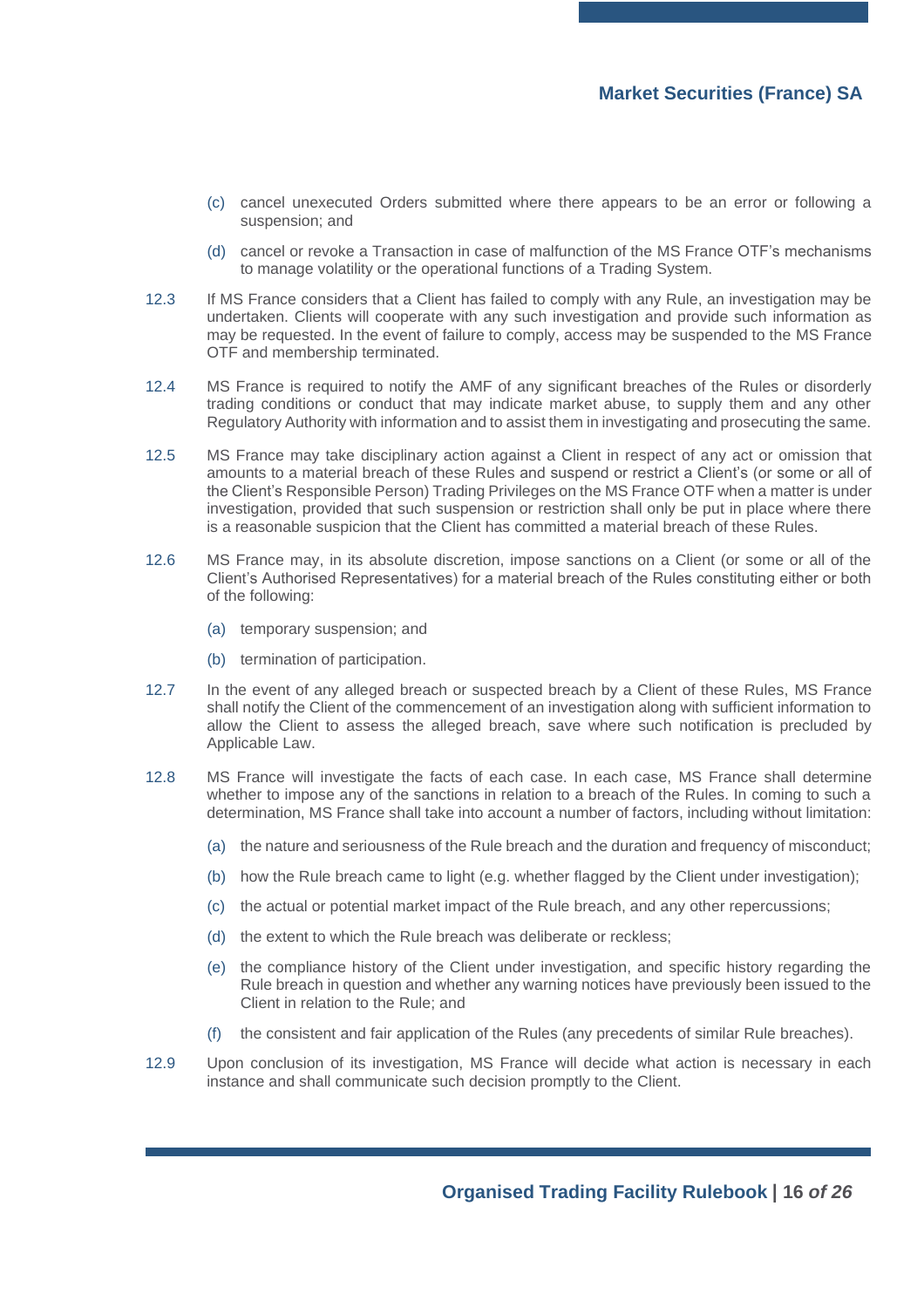(c) cancel unexecuted Orders submitted where there appears to be an error or following a suspension; and

(d) cancel or revoke a Transaction in case of malfunction of the MS France OTF's mechanisms to manage volatility or the operational functions of a Trading System.

12.3 If MS France considers that a Client has failed to comply with any Rule, an investigation may be undertaken. Clients will cooperate with any such investigation and provide such information as may be requested. In the event of failure to comply, access may be suspended to the MS France OTF and membership terminated.

12.4 MS France is required to notify the AMF of any significant breaches of the Rules or disorderly trading conditions or conduct that may indicate market abuse, to supply them and any other Regulatory Authority with information and to assist them in investigating and prosecuting the same.

12.5 MS France may take disciplinary action against a Client in respect of any act or omission that amounts to a material breach of these Rules and suspend or restrict a Client's (or some or all of the Client's Responsible Person) Trading Privileges on the MS France OTF when a matter is under investigation, provided that such suspension or restriction shall only be put in place where there is a reasonable suspicion that the Client has committed a material breach of these Rules.

12.6 MS France may, in its absolute discretion, impose sanctions on a Client (or some or all of the Client's Authorised Representatives) for a material breach of the Rules constituting either or both of the following:

(a) temporary suspension; and

(b) termination of participation.

12.7 In the event of any alleged breach or suspected breach by a Client of these Rules, MS France shall notify the Client of the commencement of an investigation along with sufficient information to allow the Client to assess the alleged breach, save where such notification is precluded by Applicable Law.

12.8 MS France will investigate the facts of each case. In each case, MS France shall determine whether to impose any of the sanctions in relation to a breach of the Rules. In coming to such a determination, MS France shall take into account a number of factors, including without limitation:

(a) the nature and seriousness of the Rule breach and the duration and frequency of misconduct;

(b) how the Rule breach came to light (e.g. whether flagged by the Client under investigation);

(c) the actual or potential market impact of the Rule breach, and any other repercussions;

(d) the extent to which the Rule breach was deliberate or reckless;

(e) the compliance history of the Client under investigation, and specific history regarding the Rule breach in question and whether any warning notices have previously been issued to the Client in relation to the Rule; and

(f) the consistent and fair application of the Rules (any precedents of similar Rule breaches).

12.9 Upon conclusion of its investigation, MS France will decide what action is necessary in each instance and shall communicate such decision promptly to the Client.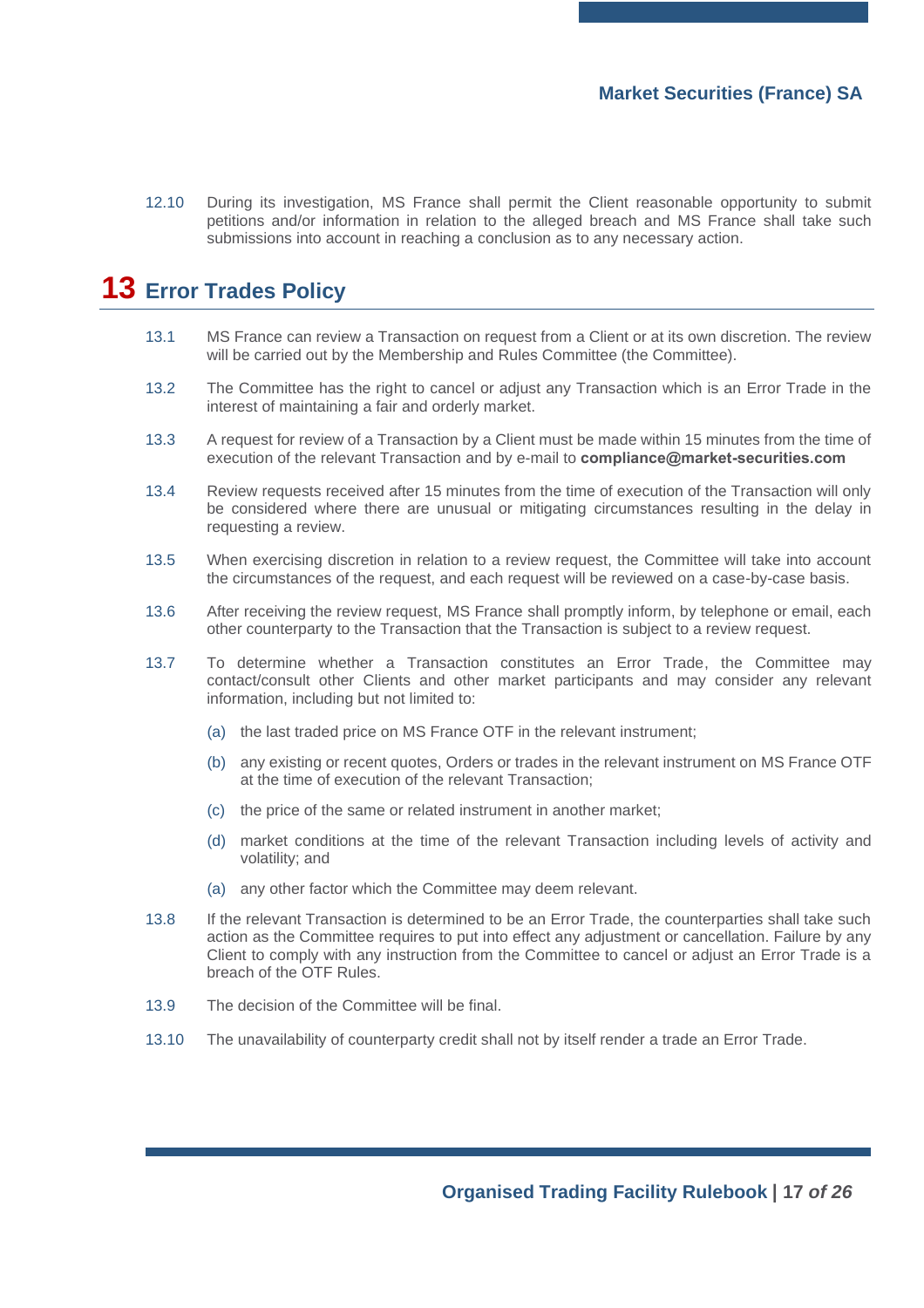12.10 During its investigation, MS France shall permit the Client reasonable opportunity to submit petitions and/or information in relation to the alleged breach and MS France shall take such submissions into account in reaching a conclusion as to any necessary action.

# 13 Error Trades Policy

13.1 MS France can review a Transaction on request from a Client or at its own discretion. The review will be carried out by the Membership and Rules Committee (the Committee).

13.2 The Committee has the right to cancel or adjust any Transaction which is an Error Trade in the interest of maintaining a fair and orderly market.

13.3 A request for review of a Transaction by a Client must be made within 15 minutes from the time of execution of the relevant Transaction and by e-mail to **compliance@market-securities.com**

13.4 Review requests received after 15 minutes from the time of execution of the Transaction will only be considered where there are unusual or mitigating circumstances resulting in the delay in requesting a review.

13.5 When exercising discretion in relation to a review request, the Committee will take into account the circumstances of the request, and each request will be reviewed on a case-by-case basis.

13.6 After receiving the review request, MS France shall promptly inform, by telephone or email, each other counterparty to the Transaction that the Transaction is subject to a review request.

13.7 To determine whether a Transaction constitutes an Error Trade, the Committee may contact/consult other Clients and other market participants and may consider any relevant information, including but not limited to:

- (a) the last traded price on MS France OTF in the relevant instrument;
- (b) any existing or recent quotes, Orders or trades in the relevant instrument on MS France OTF at the time of execution of the relevant Transaction;
- (c) the price of the same or related instrument in another market;
- (d) market conditions at the time of the relevant Transaction including levels of activity and volatility; and
- (a) any other factor which the Committee may deem relevant.

13.8 If the relevant Transaction is determined to be an Error Trade, the counterparties shall take such action as the Committee requires to put into effect any adjustment or cancellation. Failure by any Client to comply with any instruction from the Committee to cancel or adjust an Error Trade is a breach of the OTF Rules.

13.9 The decision of the Committee will be final.

13.10 The unavailability of counterparty credit shall not by itself render a trade an Error Trade.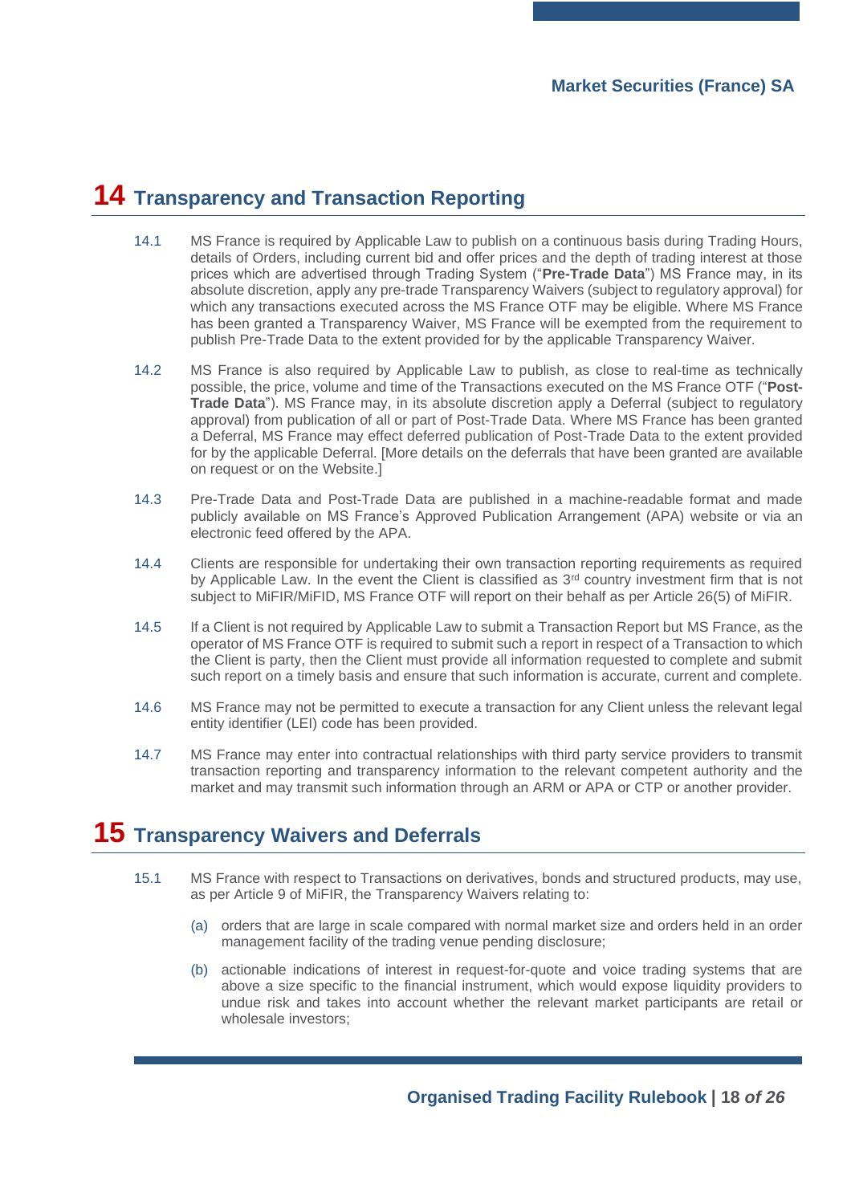# 14 Transparency and Transaction Reporting

14.1 MS France is required by Applicable Law to publish on a continuous basis during Trading Hours, details of Orders, including current bid and offer prices and the depth of trading interest at those prices which are advertised through Trading System ("**Pre-Trade Data**") MS France may, in its absolute discretion, apply any pre-trade Transparency Waivers (subject to regulatory approval) for which any transactions executed across the MS France OTF may be eligible. Where MS France has been granted a Transparency Waiver, MS France will be exempted from the requirement to publish Pre-Trade Data to the extent provided for by the applicable Transparency Waiver.

14.2 MS France is also required by Applicable Law to publish, as close to real-time as technically possible, the price, volume and time of the Transactions executed on the MS France OTF ("**Post-Trade Data**"). MS France may, in its absolute discretion apply a Deferral (subject to regulatory approval) from publication of all or part of Post-Trade Data. Where MS France has been granted a Deferral, MS France may effect deferred publication of Post-Trade Data to the extent provided for by the applicable Deferral. [More details on the deferrals that have been granted are available on request or on the Website.]

14.3 Pre-Trade Data and Post-Trade Data are published in a machine-readable format and made publicly available on MS France's Approved Publication Arrangement (APA) website or via an electronic feed offered by the APA.

14.4 Clients are responsible for undertaking their own transaction reporting requirements as required by Applicable Law. In the event the Client is classified as 3rd country investment firm that is not subject to MiFIR/MiFID, MS France OTF will report on their behalf as per Article 26(5) of MiFIR.

14.5 If a Client is not required by Applicable Law to submit a Transaction Report but MS France, as the operator of MS France OTF is required to submit such a report in respect of a Transaction to which the Client is party, then the Client must provide all information requested to complete and submit such report on a timely basis and ensure that such information is accurate, current and complete.

14.6 MS France may not be permitted to execute a transaction for any Client unless the relevant legal entity identifier (LEI) code has been provided.

14.7 MS France may enter into contractual relationships with third party service providers to transmit transaction reporting and transparency information to the relevant competent authority and the market and may transmit such information through an ARM or APA or CTP or another provider.

# 15 Transparency Waivers and Deferrals

15.1 MS France with respect to Transactions on derivatives, bonds and structured products, may use, as per Article 9 of MiFIR, the Transparency Waivers relating to:

(a) orders that are large in scale compared with normal market size and orders held in an order management facility of the trading venue pending disclosure;

(b) actionable indications of interest in request-for-quote and voice trading systems that are above a size specific to the financial instrument, which would expose liquidity providers to undue risk and takes into account whether the relevant market participants are retail or wholesale investors;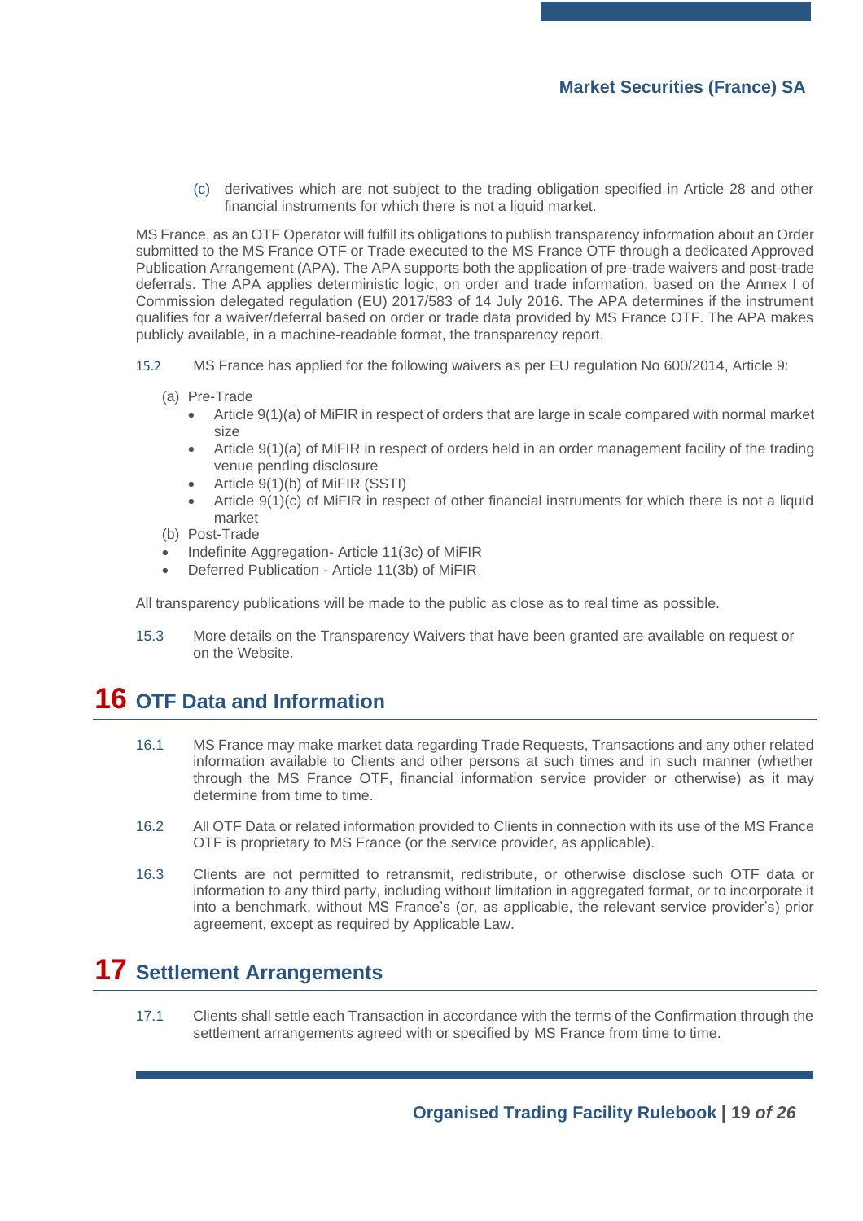(c) derivatives which are not subject to the trading obligation specified in Article 28 and other financial instruments for which there is not a liquid market.

MS France, as an OTF Operator will fulfill its obligations to publish transparency information about an Order submitted to the MS France OTF or Trade executed to the MS France OTF through a dedicated Approved Publication Arrangement (APA). The APA supports both the application of pre-trade waivers and post-trade deferrals. The APA applies deterministic logic, on order and trade information, based on the Annex I of Commission delegated regulation (EU) 2017/583 of 14 July 2016. The APA determines if the instrument qualifies for a waiver/deferral based on order or trade data provided by MS France OTF. The APA makes publicly available, in a machine-readable format, the transparency report.

15.2 MS France has applied for the following waivers as per EU regulation No 600/2014, Article 9:

(a) Pre-Trade
- Article 9(1)(a) of MiFIR in respect of orders that are large in scale compared with normal market size
- Article 9(1)(a) of MiFIR in respect of orders held in an order management facility of the trading venue pending disclosure
- Article 9(1)(b) of MiFIR (SSTI)
- Article 9(1)(c) of MiFIR in respect of other financial instruments for which there is not a liquid market

(b) Post-Trade
- Indefinite Aggregation- Article 11(3c) of MiFIR
- Deferred Publication - Article 11(3b) of MiFIR

All transparency publications will be made to the public as close as to real time as possible.

15.3 More details on the Transparency Waivers that have been granted are available on request or on the Website.

# 16 OTF Data and Information

16.1 MS France may make market data regarding Trade Requests, Transactions and any other related information available to Clients and other persons at such times and in such manner (whether through the MS France OTF, financial information service provider or otherwise) as it may determine from time to time.

16.2 All OTF Data or related information provided to Clients in connection with its use of the MS France OTF is proprietary to MS France (or the service provider, as applicable).

16.3 Clients are not permitted to retransmit, redistribute, or otherwise disclose such OTF data or information to any third party, including without limitation in aggregated format, or to incorporate it into a benchmark, without MS France's (or, as applicable, the relevant service provider's) prior agreement, except as required by Applicable Law.

# 17 Settlement Arrangements

17.1 Clients shall settle each Transaction in accordance with the terms of the Confirmation through the settlement arrangements agreed with or specified by MS France from time to time.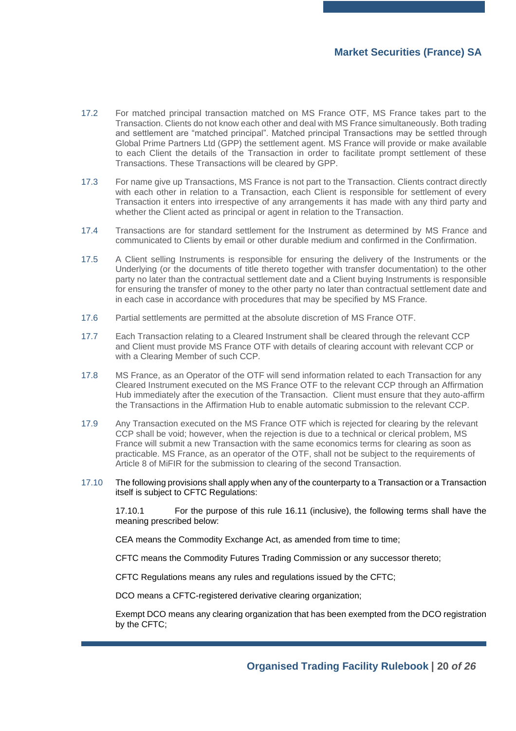17.2 For matched principal transaction matched on MS France OTF, MS France takes part to the Transaction. Clients do not know each other and deal with MS France simultaneously. Both trading and settlement are "matched principal". Matched principal Transactions may be settled through Global Prime Partners Ltd (GPP) the settlement agent. MS France will provide or make available to each Client the details of the Transaction in order to facilitate prompt settlement of these Transactions. These Transactions will be cleared by GPP.

17.3 For name give up Transactions, MS France is not part to the Transaction. Clients contract directly with each other in relation to a Transaction, each Client is responsible for settlement of every Transaction it enters into irrespective of any arrangements it has made with any third party and whether the Client acted as principal or agent in relation to the Transaction.

17.4 Transactions are for standard settlement for the Instrument as determined by MS France and communicated to Clients by email or other durable medium and confirmed in the Confirmation.

17.5 A Client selling Instruments is responsible for ensuring the delivery of the Instruments or the Underlying (or the documents of title thereto together with transfer documentation) to the other party no later than the contractual settlement date and a Client buying Instruments is responsible for ensuring the transfer of money to the other party no later than contractual settlement date and in each case in accordance with procedures that may be specified by MS France.

17.6 Partial settlements are permitted at the absolute discretion of MS France OTF.

17.7 Each Transaction relating to a Cleared Instrument shall be cleared through the relevant CCP and Client must provide MS France OTF with details of clearing account with relevant CCP or with a Clearing Member of such CCP.

17.8 MS France, as an Operator of the OTF will send information related to each Transaction for any Cleared Instrument executed on the MS France OTF to the relevant CCP through an Affirmation Hub immediately after the execution of the Transaction. Client must ensure that they auto-affirm the Transactions in the Affirmation Hub to enable automatic submission to the relevant CCP.

17.9 Any Transaction executed on the MS France OTF which is rejected for clearing by the relevant CCP shall be void; however, when the rejection is due to a technical or clerical problem, MS France will submit a new Transaction with the same economics terms for clearing as soon as practicable. MS France, as an operator of the OTF, shall not be subject to the requirements of Article 8 of MiFIR for the submission to clearing of the second Transaction.

17.10 The following provisions shall apply when any of the counterparty to a Transaction or a Transaction itself is subject to CFTC Regulations:

17.10.1 For the purpose of this rule 16.11 (inclusive), the following terms shall have the meaning prescribed below:

CEA means the Commodity Exchange Act, as amended from time to time;

CFTC means the Commodity Futures Trading Commission or any successor thereto;

CFTC Regulations means any rules and regulations issued by the CFTC;

DCO means a CFTC-registered derivative clearing organization;

Exempt DCO means any clearing organization that has been exempted from the DCO registration by the CFTC;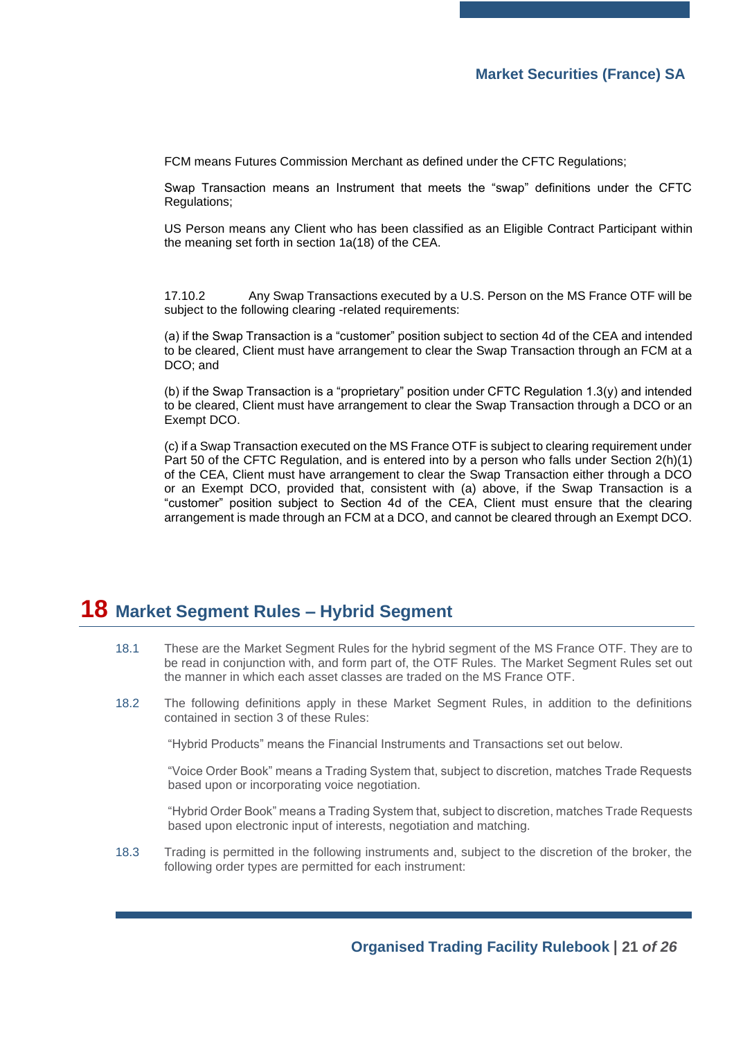FCM means Futures Commission Merchant as defined under the CFTC Regulations;

Swap Transaction means an Instrument that meets the "swap" definitions under the CFTC Regulations;

US Person means any Client who has been classified as an Eligible Contract Participant within the meaning set forth in section 1a(18) of the CEA.

17.10.2 Any Swap Transactions executed by a U.S. Person on the MS France OTF will be subject to the following clearing -related requirements:

(a) if the Swap Transaction is a "customer" position subject to section 4d of the CEA and intended to be cleared, Client must have arrangement to clear the Swap Transaction through an FCM at a DCO; and

(b) if the Swap Transaction is a "proprietary" position under CFTC Regulation 1.3(y) and intended to be cleared, Client must have arrangement to clear the Swap Transaction through a DCO or an Exempt DCO.

(c) if a Swap Transaction executed on the MS France OTF is subject to clearing requirement under Part 50 of the CFTC Regulation, and is entered into by a person who falls under Section 2(h)(1) of the CEA, Client must have arrangement to clear the Swap Transaction either through a DCO or an Exempt DCO, provided that, consistent with (a) above, if the Swap Transaction is a "customer" position subject to Section 4d of the CEA, Client must ensure that the clearing arrangement is made through an FCM at a DCO, and cannot be cleared through an Exempt DCO.

# 18 Market Segment Rules – Hybrid Segment

18.1 These are the Market Segment Rules for the hybrid segment of the MS France OTF. They are to be read in conjunction with, and form part of, the OTF Rules. The Market Segment Rules set out the manner in which each asset classes are traded on the MS France OTF.

18.2 The following definitions apply in these Market Segment Rules, in addition to the definitions contained in section 3 of these Rules:

"Hybrid Products" means the Financial Instruments and Transactions set out below.

"Voice Order Book" means a Trading System that, subject to discretion, matches Trade Requests based upon or incorporating voice negotiation.

"Hybrid Order Book" means a Trading System that, subject to discretion, matches Trade Requests based upon electronic input of interests, negotiation and matching.

18.3 Trading is permitted in the following instruments and, subject to the discretion of the broker, the following order types are permitted for each instrument: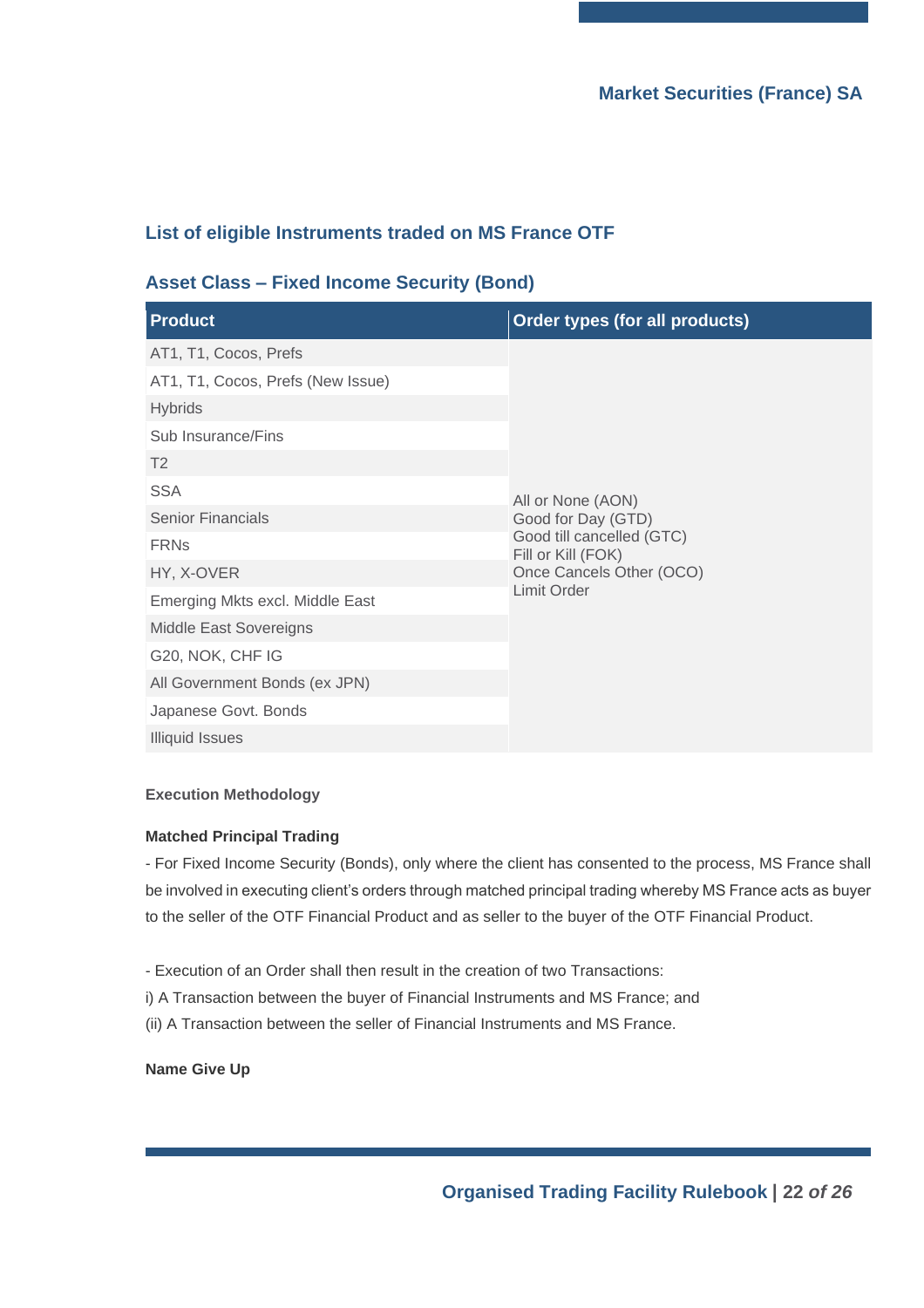## List of eligible Instruments traded on MS France OTF

### Asset Class – Fixed Income Security (Bond)

| Product | Order types (for all products) |
|---|---|
| AT1, T1, Cocos, Prefs | All or None (AON)<br>Good for Day (GTD)<br>Good till cancelled (GTC)<br>Fill or Kill (FOK)<br>Once Cancels Other (OCO)<br>Limit Order |
| AT1, T1, Cocos, Prefs (New Issue) | |
| Hybrids | |
| Sub Insurance/Fins | |
| T2 | |
| SSA | |
| Senior Financials | |
| FRNs | |
| HY, X-OVER | |
| Emerging Mkts excl. Middle East | |
| Middle East Sovereigns | |
| G20, NOK, CHF IG | |
| All Government Bonds (ex JPN) | |
| Japanese Govt. Bonds | |
| Illiquid Issues | |

**Execution Methodology**

**Matched Principal Trading**

- For Fixed Income Security (Bonds), only where the client has consented to the process, MS France shall be involved in executing client's orders through matched principal trading whereby MS France acts as buyer to the seller of the OTF Financial Product and as seller to the buyer of the OTF Financial Product.

- Execution of an Order shall then result in the creation of two Transactions:

i) A Transaction between the buyer of Financial Instruments and MS France; and

(ii) A Transaction between the seller of Financial Instruments and MS France.

**Name Give Up**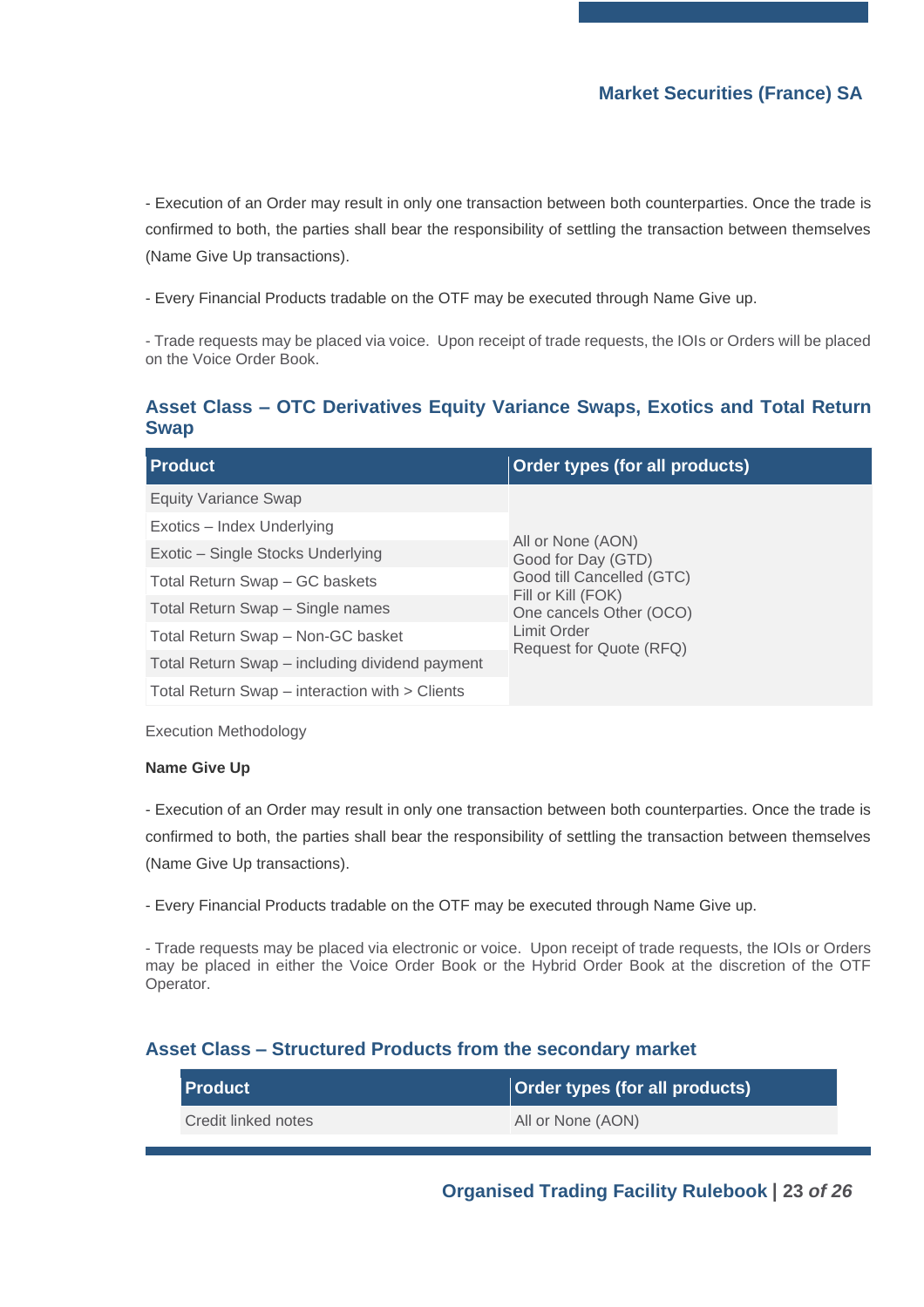- Execution of an Order may result in only one transaction between both counterparties. Once the trade is confirmed to both, the parties shall bear the responsibility of settling the transaction between themselves (Name Give Up transactions).

- Every Financial Products tradable on the OTF may be executed through Name Give up.

- Trade requests may be placed via voice. Upon receipt of trade requests, the IOIs or Orders will be placed on the Voice Order Book.

## Asset Class – OTC Derivatives Equity Variance Swaps, Exotics and Total Return Swap

| Product | Order types (for all products) |
| --- | --- |
| Equity Variance Swap | All or None (AON)<br>Good for Day (GTD)<br>Good till Cancelled (GTC)<br>Fill or Kill (FOK)<br>One cancels Other (OCO)<br>Limit Order<br>Request for Quote (RFQ) |
| Exotics – Index Underlying | |
| Exotic – Single Stocks Underlying | |
| Total Return Swap – GC baskets | |
| Total Return Swap – Single names | |
| Total Return Swap – Non-GC basket | |
| Total Return Swap – including dividend payment | |
| Total Return Swap – interaction with > Clients | |

Execution Methodology

**Name Give Up**

- Execution of an Order may result in only one transaction between both counterparties. Once the trade is confirmed to both, the parties shall bear the responsibility of settling the transaction between themselves (Name Give Up transactions).

- Every Financial Products tradable on the OTF may be executed through Name Give up.

- Trade requests may be placed via electronic or voice. Upon receipt of trade requests, the IOIs or Orders may be placed in either the Voice Order Book or the Hybrid Order Book at the discretion of the OTF Operator.

## Asset Class – Structured Products from the secondary market

| Product | Order types (for all products) |
| --- | --- |
| Credit linked notes | All or None (AON) |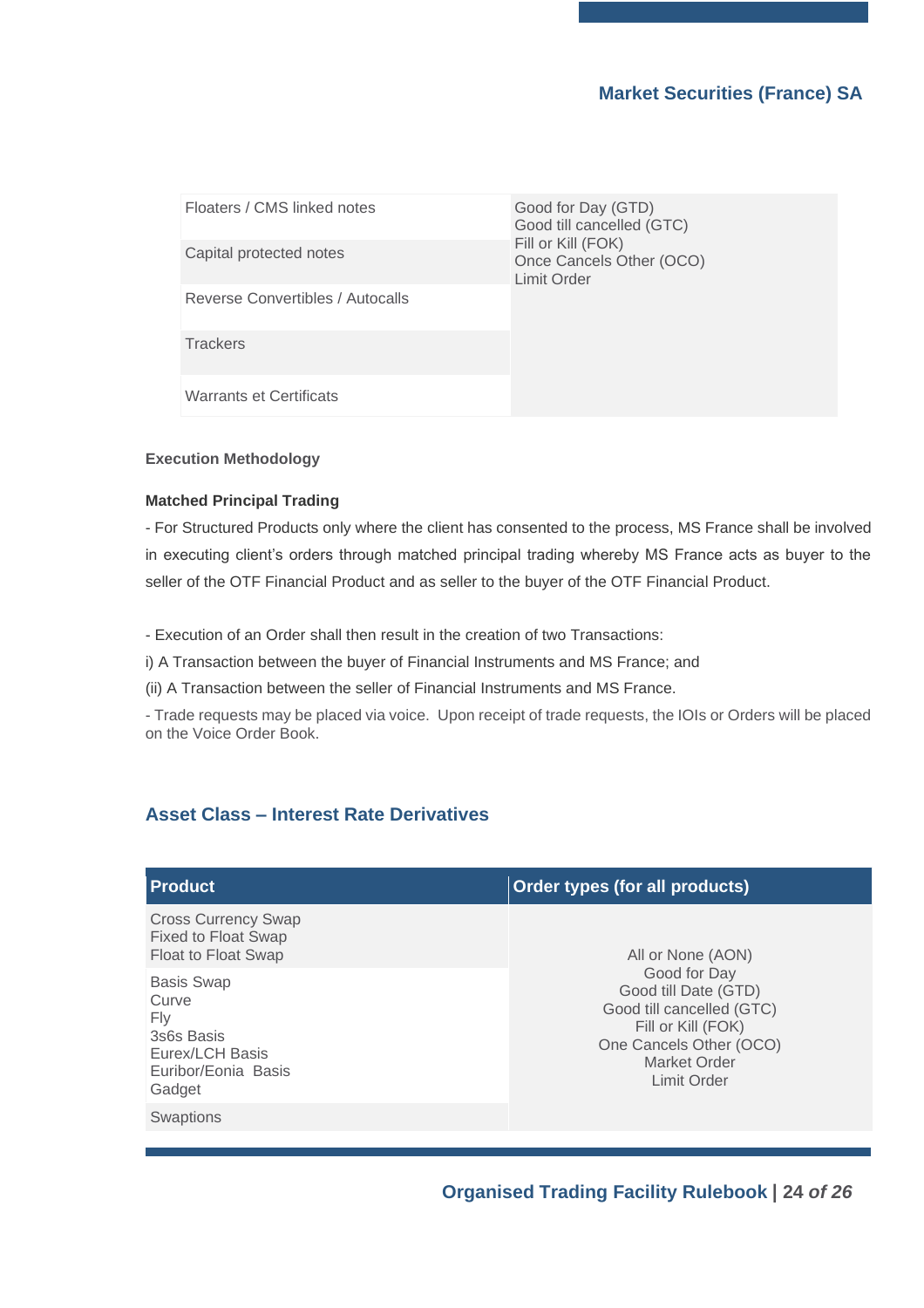| Product | Order types |
|---|---|
| Floaters / CMS linked notes | Good for Day (GTD)<br>Good till cancelled (GTC)<br>Fill or Kill (FOK)<br>Once Cancels Other (OCO)<br>Limit Order |
| Capital protected notes | |
| Reverse Convertibles / Autocalls | |
| Trackers | |
| Warrants et Certificats | |

**Execution Methodology**

**Matched Principal Trading**

- For Structured Products only where the client has consented to the process, MS France shall be involved in executing client's orders through matched principal trading whereby MS France acts as buyer to the seller of the OTF Financial Product and as seller to the buyer of the OTF Financial Product.

- Execution of an Order shall then result in the creation of two Transactions:

i) A Transaction between the buyer of Financial Instruments and MS France; and

(ii) A Transaction between the seller of Financial Instruments and MS France.

- Trade requests may be placed via voice. Upon receipt of trade requests, the IOIs or Orders will be placed on the Voice Order Book.

## Asset Class – Interest Rate Derivatives

| Product | Order types (for all products) |
|---|---|
| Cross Currency Swap<br>Fixed to Float Swap<br>Float to Float Swap | All or None (AON)<br>Good for Day<br>Good till Date (GTD)<br>Good till cancelled (GTC)<br>Fill or Kill (FOK)<br>One Cancels Other (OCO)<br>Market Order<br>Limit Order |
| Basis Swap<br>Curve<br>Fly<br>3s6s Basis<br>Eurex/LCH Basis<br>Euribor/Eonia Basis<br>Gadget | |
| Swaptions | |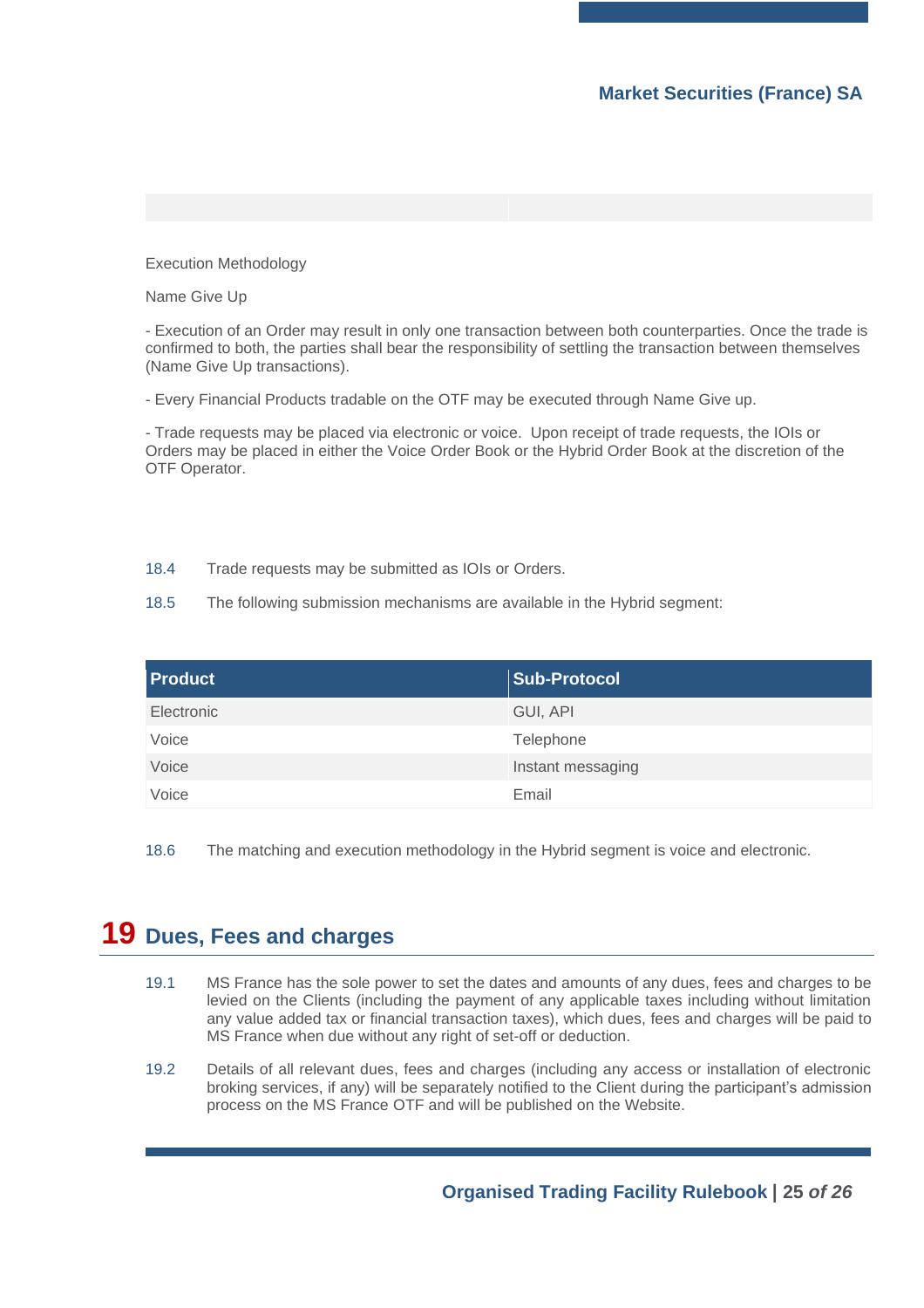Execution Methodology

Name Give Up

- Execution of an Order may result in only one transaction between both counterparties. Once the trade is confirmed to both, the parties shall bear the responsibility of settling the transaction between themselves (Name Give Up transactions).

- Every Financial Products tradable on the OTF may be executed through Name Give up.

- Trade requests may be placed via electronic or voice.  Upon receipt of trade requests, the IOIs or Orders may be placed in either the Voice Order Book or the Hybrid Order Book at the discretion of the OTF Operator.

18.4 Trade requests may be submitted as IOIs or Orders.

18.5 The following submission mechanisms are available in the Hybrid segment:

| Product | Sub-Protocol |
|---|---|
| Electronic | GUI, API |
| Voice | Telephone |
| Voice | Instant messaging |
| Voice | Email |

18.6 The matching and execution methodology in the Hybrid segment is voice and electronic.

# 19 Dues, Fees and charges

19.1 MS France has the sole power to set the dates and amounts of any dues, fees and charges to be levied on the Clients (including the payment of any applicable taxes including without limitation any value added tax or financial transaction taxes), which dues, fees and charges will be paid to MS France when due without any right of set-off or deduction.

19.2 Details of all relevant dues, fees and charges (including any access or installation of electronic broking services, if any) will be separately notified to the Client during the participant's admission process on the MS France OTF and will be published on the Website.